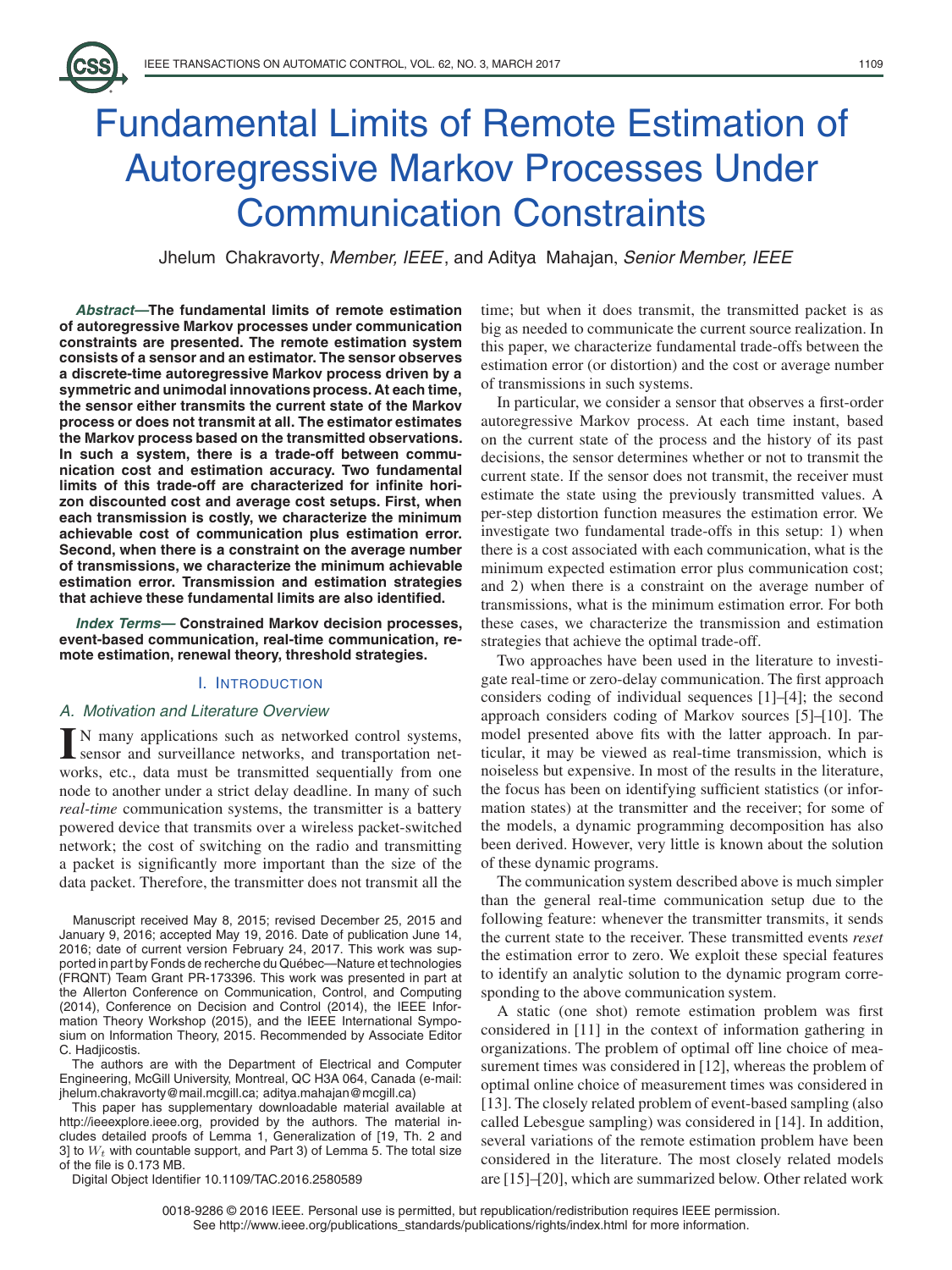# Fundamental Limits of Remote Estimation of Autoregressive Markov Processes Under Communication Constraints

Jhelum Chakravorty, *Member, IEEE*, and Aditya Mahajan, *Senior Member, IEEE*

***Abstract*—The fundamental limits of remote estimation of autoregressive Markov processes under communication constraints are presented. The remote estimation system consists of a sensor and an estimator. The sensor observes a discrete-time autoregressive Markov process driven by a symmetric and unimodal innovations process. At each time, the sensor either transmits the current state of the Markov process or does not transmit at all. The estimator estimates the Markov process based on the transmitted observations. In such a system, there is a trade-off between communication cost and estimation accuracy. Two fundamental limits of this trade-off are characterized for infinite horizon discounted cost and average cost setups. First, when each transmission is costly, we characterize the minimum achievable cost of communication plus estimation error. Second, when there is a constraint on the average number of transmissions, we characterize the minimum achievable estimation error. Transmission and estimation strategies that achieve these fundamental limits are also identified.**

***Index Terms*— Constrained Markov decision processes, event-based communication, real-time communication, remote estimation, renewal theory, threshold strategies.**

## I. Introduction

### A. Motivation and Literature Overview

In many applications such as networked control systems, sensor and surveillance networks, and transportation networks, etc., data must be transmitted sequentially from one node to another under a strict delay deadline. In many of such *real-time* communication systems, the transmitter is a battery powered device that transmits over a wireless packet-switched network; the cost of switching on the radio and transmitting a packet is significantly more important than the size of the data packet. Therefore, the transmitter does not transmit all the time; but when it does transmit, the transmitted packet is as big as needed to communicate the current source realization. In this paper, we characterize fundamental trade-offs between the estimation error (or distortion) and the cost or average number of transmissions in such systems.

In particular, we consider a sensor that observes a first-order autoregressive Markov process. At each time instant, based on the current state of the process and the history of its past decisions, the sensor determines whether or not to transmit the current state. If the sensor does not transmit, the receiver must estimate the state using the previously transmitted values. A per-step distortion function measures the estimation error. We investigate two fundamental trade-offs in this setup: 1) when there is a cost associated with each communication, what is the minimum expected estimation error plus communication cost; and 2) when there is a constraint on the average number of transmissions, what is the minimum estimation error. For both these cases, we characterize the transmission and estimation strategies that achieve the optimal trade-off.

Two approaches have been used in the literature to investigate real-time or zero-delay communication. The first approach considers coding of individual sequences [1]–[4]; the second approach considers coding of Markov sources [5]–[10]. The model presented above fits with the latter approach. In particular, it may be viewed as real-time transmission, which is noiseless but expensive. In most of the results in the literature, the focus has been on identifying sufficient statistics (or information states) at the transmitter and the receiver; for some of the models, a dynamic programming decomposition has also been derived. However, very little is known about the solution of these dynamic programs.

The communication system described above is much simpler than the general real-time communication setup due to the following feature: whenever the transmitter transmits, it sends the current state to the receiver. These transmitted events *reset* the estimation error to zero. We exploit these special features to identify an analytic solution to the dynamic program corresponding to the above communication system.

A static (one shot) remote estimation problem was first considered in [11] in the context of information gathering in organizations. The problem of optimal off line choice of measurement times was considered in [12], whereas the problem of optimal online choice of measurement times was considered in [13]. The closely related problem of event-based sampling (also called Lebesgue sampling) was considered in [14]. In addition, several variations of the remote estimation problem have been considered in the literature. The most closely related models are [15]–[20], which are summarized below. Other related work

Manuscript received May 8, 2015; revised December 25, 2015 and January 9, 2016; accepted May 19, 2016. Date of publication June 14, 2016; date of current version February 24, 2017. This work was supported in part by Fonds de recherche du Québec—Nature et technologies (FRQNT) Team Grant PR-173396. This work was presented in part at the Allerton Conference on Communication, Control, and Computing (2014), Conference on Decision and Control (2014), the IEEE Information Theory Workshop (2015), and the IEEE International Symposium on Information Theory, 2015. Recommended by Associate Editor C. Hadjicostis.

The authors are with the Department of Electrical and Computer Engineering, McGill University, Montreal, QC H3A 064, Canada (e-mail: jhelum.chakravorty@mail.mcgill.ca; aditya.mahajan@mcgill.ca)

This paper has supplementary downloadable material available at http://ieeexplore.ieee.org, provided by the authors. The material includes detailed proofs of Lemma 1, Generalization of [19, Th. 2 and 3] to $W_t$ with countable support, and Part 3) of Lemma 5. The total size of the file is 0.173 MB.

Digital Object Identifier 10.1109/TAC.2016.2580589

0018-9286 © 2016 IEEE. Personal use is permitted, but republication/redistribution requires IEEE permission. See http://www.ieee.org/publications_standards/publications/rights/index.html for more information.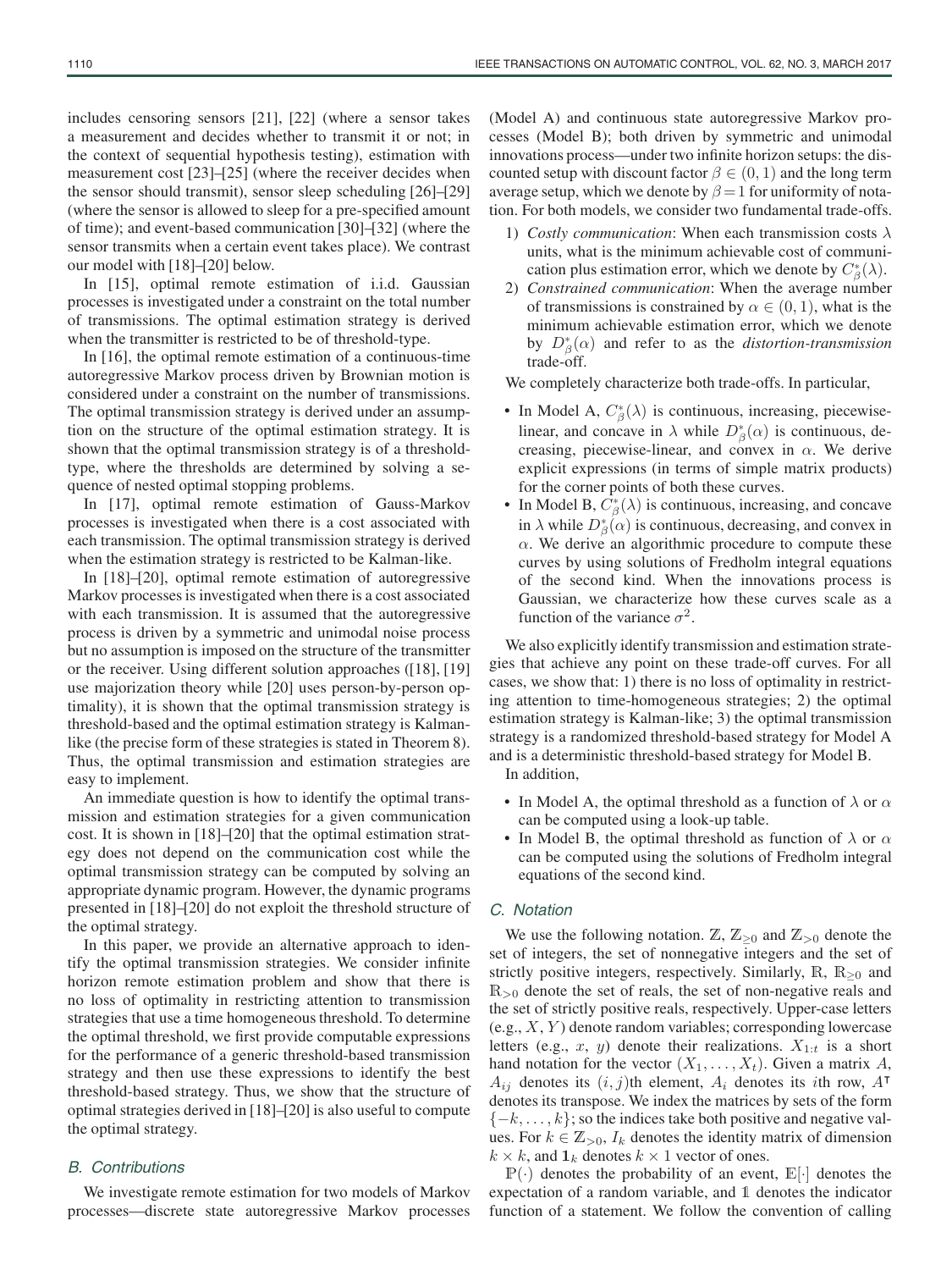includes censoring sensors [21], [22] (where a sensor takes a measurement and decides whether to transmit it or not; in the context of sequential hypothesis testing), estimation with measurement cost [23]–[25] (where the receiver decides when the sensor should transmit), sensor sleep scheduling [26]–[29] (where the sensor is allowed to sleep for a pre-specified amount of time); and event-based communication [30]–[32] (where the sensor transmits when a certain event takes place). We contrast our model with [18]–[20] below.

In [15], optimal remote estimation of i.i.d. Gaussian processes is investigated under a constraint on the total number of transmissions. The optimal estimation strategy is derived when the transmitter is restricted to be of threshold-type.

In [16], the optimal remote estimation of a continuous-time autoregressive Markov process driven by Brownian motion is considered under a constraint on the number of transmissions. The optimal transmission strategy is derived under an assumption on the structure of the optimal estimation strategy. It is shown that the optimal transmission strategy is of a threshold-type, where the thresholds are determined by solving a sequence of nested optimal stopping problems.

In [17], optimal remote estimation of Gauss-Markov processes is investigated when there is a cost associated with each transmission. The optimal transmission strategy is derived when the estimation strategy is restricted to be Kalman-like.

In [18]–[20], optimal remote estimation of autoregressive Markov processes is investigated when there is a cost associated with each transmission. It is assumed that the autoregressive process is driven by a symmetric and unimodal noise process but no assumption is imposed on the structure of the transmitter or the receiver. Using different solution approaches ([18], [19] use majorization theory while [20] uses person-by-person optimality), it is shown that the optimal transmission strategy is threshold-based and the optimal estimation strategy is Kalman-like (the precise form of these strategies is stated in Theorem 8). Thus, the optimal transmission and estimation strategies are easy to implement.

An immediate question is how to identify the optimal transmission and estimation strategies for a given communication cost. It is shown in [18]–[20] that the optimal estimation strategy does not depend on the communication cost while the optimal transmission strategy can be computed by solving an appropriate dynamic program. However, the dynamic programs presented in [18]–[20] do not exploit the threshold structure of the optimal strategy.

In this paper, we provide an alternative approach to identify the optimal transmission strategies. We consider infinite horizon remote estimation problem and show that there is no loss of optimality in restricting attention to transmission strategies that use a time homogeneous threshold. To determine the optimal threshold, we first provide computable expressions for the performance of a generic threshold-based transmission strategy and then use these expressions to identify the best threshold-based strategy. Thus, we show that the structure of optimal strategies derived in [18]–[20] is also useful to compute the optimal strategy.

### *B. Contributions*

We investigate remote estimation for two models of Markov processes—discrete state autoregressive Markov processes (Model A) and continuous state autoregressive Markov processes (Model B); both driven by symmetric and unimodal innovations process—under two infinite horizon setups: the discounted setup with discount factor $\beta \in (0, 1)$ and the long term average setup, which we denote by $\beta = 1$ for uniformity of notation. For both models, we consider two fundamental trade-offs.

1) *Costly communication*: When each transmission costs $\lambda$ units, what is the minimum achievable cost of communication plus estimation error, which we denote by $C^*_\beta(\lambda)$.
2) *Constrained communication*: When the average number of transmissions is constrained by $\alpha \in (0, 1)$, what is the minimum achievable estimation error, which we denote by $D^*_\beta(\alpha)$ and refer to as the *distortion-transmission* trade-off.

We completely characterize both trade-offs. In particular,

- In Model A, $C^*_\beta(\lambda)$ is continuous, increasing, piecewise-linear, and concave in $\lambda$ while $D^*_\beta(\alpha)$ is continuous, decreasing, piecewise-linear, and convex in $\alpha$. We derive explicit expressions (in terms of simple matrix products) for the corner points of both these curves.
- In Model B, $C^*_\beta(\lambda)$ is continuous, increasing, and concave in $\lambda$ while $D^*_\beta(\alpha)$ is continuous, decreasing, and convex in $\alpha$. We derive an algorithmic procedure to compute these curves by using solutions of Fredholm integral equations of the second kind. When the innovations process is Gaussian, we characterize how these curves scale as a function of the variance $\sigma^2$.

We also explicitly identify transmission and estimation strategies that achieve any point on these trade-off curves. For all cases, we show that: 1) there is no loss of optimality in restricting attention to time-homogeneous strategies; 2) the optimal estimation strategy is Kalman-like; 3) the optimal transmission strategy is a randomized threshold-based strategy for Model A and is a deterministic threshold-based strategy for Model B.

In addition,

- In Model A, the optimal threshold as a function of $\lambda$ or $\alpha$ can be computed using a look-up table.
- In Model B, the optimal threshold as function of $\lambda$ or $\alpha$ can be computed using the solutions of Fredholm integral equations of the second kind.

### *C. Notation*

We use the following notation. $\mathbb{Z}$, $\mathbb{Z}_{\geq 0}$ and $\mathbb{Z}_{>0}$ denote the set of integers, the set of nonnegative integers and the set of strictly positive integers, respectively. Similarly, $\mathbb{R}$, $\mathbb{R}_{\geq 0}$ and $\mathbb{R}_{>0}$ denote the set of reals, the set of non-negative reals and the set of strictly positive reals, respectively. Upper-case letters (e.g., $X$, $Y$) denote random variables; corresponding lowercase letters (e.g., $x$, $y$) denote their realizations. $X_{1:t}$ is a short hand notation for the vector $(X_1, \ldots, X_t)$. Given a matrix $A$, $A_{ij}$ denotes its $(i, j)$th element, $A_i$ denotes its $i$th row, $A^\intercal$ denotes its transpose. We index the matrices by sets of the form $\{-k, \ldots, k\}$; so the indices take both positive and negative values. For $k \in \mathbb{Z}_{>0}$, $I_k$ denotes the identity matrix of dimension $k \times k$, and $\mathbf{1}_k$ denotes $k \times 1$ vector of ones.

$\mathbb{P}(\cdot)$ denotes the probability of an event, $\mathbb{E}[\cdot]$ denotes the expectation of a random variable, and $\mathbb{1}$ denotes the indicator function of a statement. We follow the convention of calling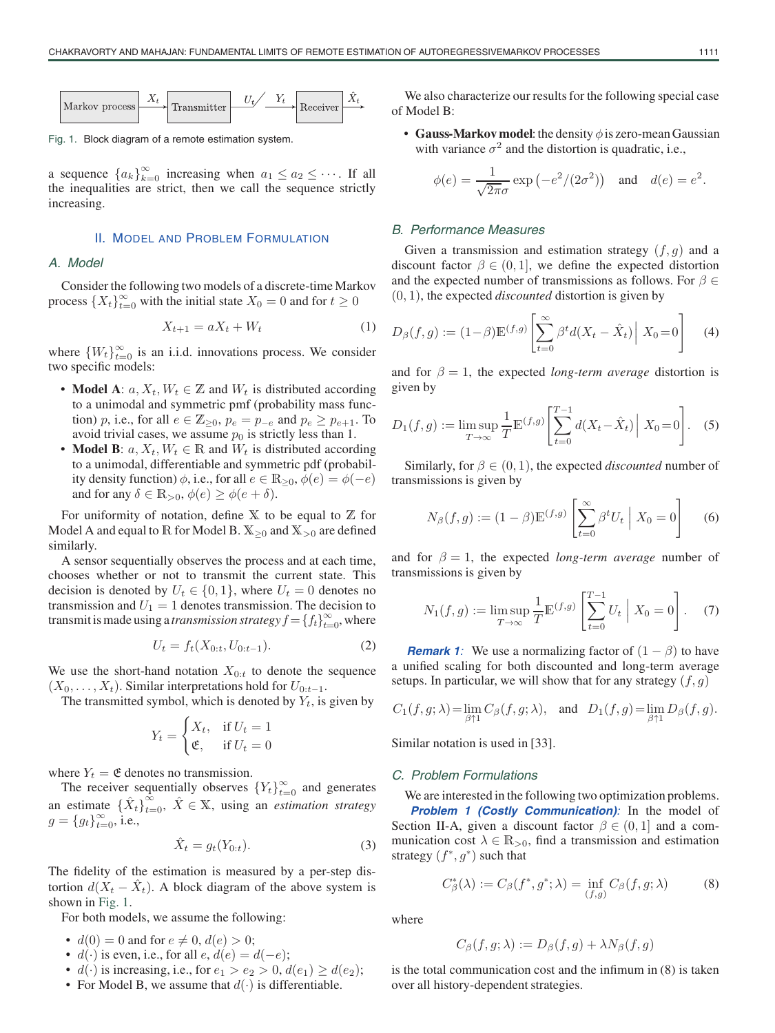Markov process $\xrightarrow{X_t}$ Transmitter $\xrightarrow{U_t / \; Y_t}$ Receiver $\xrightarrow{\hat{X}_t}$

Fig. 1. Block diagram of a remote estimation system.

a sequence $\{a_k\}_{k=0}^{\infty}$ increasing when $a_1 \le a_2 \le \cdots$. If all the inequalities are strict, then we call the sequence strictly increasing.

## II. Model and Problem Formulation

### A. Model

Consider the following two models of a discrete-time Markov process $\{X_t\}_{t=0}^{\infty}$ with the initial state $X_0 = 0$ and for $t \ge 0$

$$X_{t+1} = aX_t + W_t \tag{1}$$

where $\{W_t\}_{t=0}^{\infty}$ is an i.i.d. innovations process. We consider two specific models:

- **Model A**: $a, X_t, W_t \in \mathbb{Z}$ and $W_t$ is distributed according to a unimodal and symmetric pmf (probability mass function) $p$, i.e., for all $e \in \mathbb{Z}_{\ge 0}$, $p_e = p_{-e}$ and $p_e \ge p_{e+1}$. To avoid trivial cases, we assume $p_0$ is strictly less than 1.
- **Model B**: $a, X_t, W_t \in \mathbb{R}$ and $W_t$ is distributed according to a unimodal, differentiable and symmetric pdf (probability density function) $\phi$, i.e., for all $e \in \mathbb{R}_{\ge 0}$, $\phi(e) = \phi(-e)$ and for any $\delta \in \mathbb{R}_{>0}$, $\phi(e) \ge \phi(e + \delta)$.

For uniformity of notation, define $\mathbb{X}$ to be equal to $\mathbb{Z}$ for Model A and equal to $\mathbb{R}$ for Model B. $\mathbb{X}_{\ge 0}$ and $\mathbb{X}_{>0}$ are defined similarly.

A sensor sequentially observes the process and at each time, chooses whether or not to transmit the current state. This decision is denoted by $U_t \in \{0, 1\}$, where $U_t = 0$ denotes no transmission and $U_1 = 1$ denotes transmission. The decision to transmit is made using a *transmission strategy* $f = \{f_t\}_{t=0}^{\infty}$, where

$$U_t = f_t(X_{0:t}, U_{0:t-1}). \tag{2}$$

We use the short-hand notation $X_{0:t}$ to denote the sequence $(X_0, \ldots, X_t)$. Similar interpretations hold for $U_{0:t-1}$.

The transmitted symbol, which is denoted by $Y_t$, is given by

$$Y_t = \begin{cases} X_t, & \text{if } U_t = 1 \\ \mathfrak{E}, & \text{if } U_t = 0 \end{cases}$$

where $Y_t = \mathfrak{E}$ denotes no transmission.

The receiver sequentially observes $\{Y_t\}_{t=0}^{\infty}$ and generates an estimate $\{\hat{X}_t\}_{t=0}^{\infty}$, $\hat{X} \in \mathbb{X}$, using an *estimation strategy* $g = \{g_t\}_{t=0}^{\infty}$, i.e.,

$$\hat{X}_t = g_t(Y_{0:t}). \tag{3}$$

The fidelity of the estimation is measured by a per-step distortion $d(X_t - \hat{X}_t)$. A block diagram of the above system is shown in Fig. 1.

For both models, we assume the following:

- $d(0) = 0$ and for $e \ne 0$, $d(e) > 0$;
- $d(\cdot)$ is even, i.e., for all $e$, $d(e) = d(-e)$;
- $d(\cdot)$ is increasing, i.e., for $e_1 > e_2 > 0$, $d(e_1) \ge d(e_2)$;
- For Model B, we assume that $d(\cdot)$ is differentiable.

We also characterize our results for the following special case of Model B:

- **Gauss-Markov model**: the density $\phi$ is zero-mean Gaussian with variance $\sigma^2$ and the distortion is quadratic, i.e.,

$$\phi(e) = \frac{1}{\sqrt{2\pi}\sigma} \exp\left(-e^2/(2\sigma^2)\right) \quad \text{and} \quad d(e) = e^2.$$

### B. Performance Measures

Given a transmission and estimation strategy $(f, g)$ and a discount factor $\beta \in (0, 1]$, we define the expected distortion and the expected number of transmissions as follows. For $\beta \in (0, 1)$, the expected *discounted* distortion is given by

$$D_\beta(f, g) := (1-\beta)\mathbb{E}^{(f,g)}\left[\sum_{t=0}^{\infty} \beta^t d(X_t - \hat{X}_t) \,\middle|\, X_0 = 0\right] \tag{4}$$

and for $\beta = 1$, the expected *long-term average* distortion is given by

$$D_1(f, g) := \limsup_{T \to \infty} \frac{1}{T}\mathbb{E}^{(f,g)}\left[\sum_{t=0}^{T-1} d(X_t - \hat{X}_t) \,\middle|\, X_0 = 0\right]. \tag{5}$$

Similarly, for $\beta \in (0, 1)$, the expected *discounted* number of transmissions is given by

$$N_\beta(f, g) := (1-\beta)\mathbb{E}^{(f,g)}\left[\sum_{t=0}^{\infty} \beta^t U_t \,\middle|\, X_0 = 0\right] \tag{6}$$

and for $\beta = 1$, the expected *long-term average* number of transmissions is given by

$$N_1(f, g) := \limsup_{T \to \infty} \frac{1}{T}\mathbb{E}^{(f,g)}\left[\sum_{t=0}^{T-1} U_t \,\middle|\, X_0 = 0\right]. \tag{7}$$

***Remark 1:*** We use a normalizing factor of $(1 - \beta)$ to have a unified scaling for both discounted and long-term average setups. In particular, we will show that for any strategy $(f, g)$

$$C_1(f, g; \lambda) = \lim_{\beta \uparrow 1} C_\beta(f, g; \lambda), \quad \text{and} \quad D_1(f, g) = \lim_{\beta \uparrow 1} D_\beta(f, g).$$

Similar notation is used in [33].

### C. Problem Formulations

We are interested in the following two optimization problems.

***Problem 1 (Costly Communication):*** In the model of Section II-A, given a discount factor $\beta \in (0, 1]$ and a communication cost $\lambda \in \mathbb{R}_{>0}$, find a transmission and estimation strategy $(f^*, g^*)$ such that

$$C^*_\beta(\lambda) := C_\beta(f^*, g^*; \lambda) = \inf_{(f,g)} C_\beta(f, g; \lambda) \tag{8}$$

where

$$C_\beta(f, g; \lambda) := D_\beta(f, g) + \lambda N_\beta(f, g)$$

is the total communication cost and the infimum in (8) is taken over all history-dependent strategies.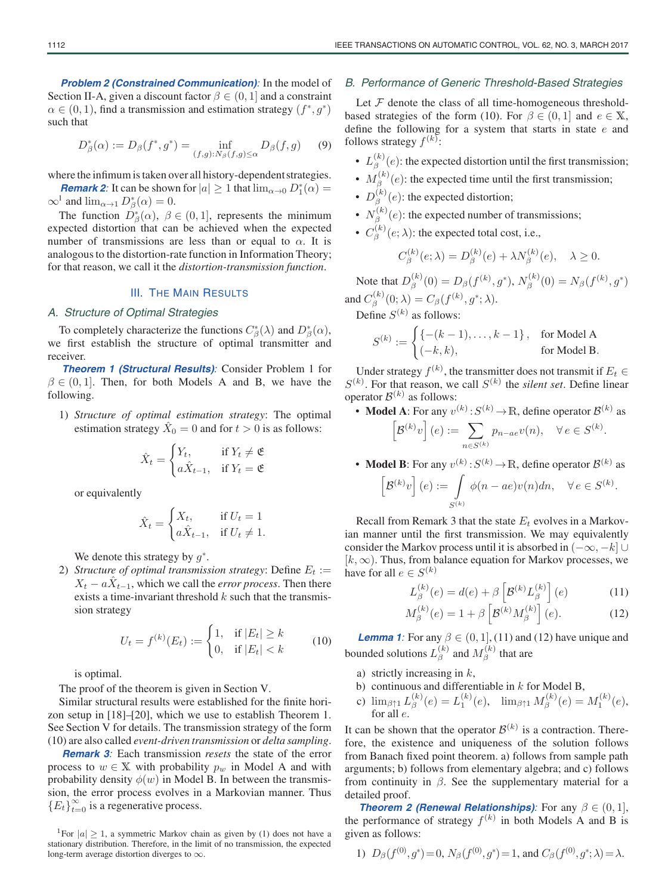***Problem 2 (Constrained Communication):*** In the model of Section II-A, given a discount factor $\beta \in (0,1]$ and a constraint $\alpha \in (0,1)$, find a transmission and estimation strategy $(f^*, g^*)$ such that

$$D^*_\beta(\alpha) := D_\beta(f^*, g^*) = \inf_{(f,g): N_\beta(f,g) \le \alpha} D_\beta(f,g) \tag{9}$$

where the infimum is taken over all history-dependent strategies.

***Remark 2:*** It can be shown for $|a| \ge 1$ that $\lim_{\alpha \to 0} D^*_1(\alpha) = \infty$[1] and $\lim_{\alpha \to 1} D^*_\beta(\alpha) = 0$.

The function $D^*_\beta(\alpha)$, $\beta \in (0,1]$, represents the minimum expected distortion that can be achieved when the expected number of transmissions are less than or equal to $\alpha$. It is analogous to the distortion-rate function in Information Theory; for that reason, we call it the *distortion-transmission function*.

## III. The Main Results

### A. Structure of Optimal Strategies

To completely characterize the functions $C^*_\beta(\lambda)$ and $D^*_\beta(\alpha)$, we first establish the structure of optimal transmitter and receiver.

***Theorem 1 (Structural Results):*** Consider Problem 1 for $\beta \in (0,1]$. Then, for both Models A and B, we have the following.

1) *Structure of optimal estimation strategy*: The optimal estimation strategy $\hat{X}_0 = 0$ and for $t > 0$ is as follows:

$$\hat{X}_t = \begin{cases} Y_t, & \text{if } Y_t \ne \mathfrak{E} \\ a\hat{X}_{t-1}, & \text{if } Y_t = \mathfrak{E} \end{cases}$$

or equivalently

$$\hat{X}_t = \begin{cases} X_t, & \text{if } U_t = 1 \\ a\hat{X}_{t-1}, & \text{if } U_t \ne 1. \end{cases}$$

We denote this strategy by $g^*$.

2) *Structure of optimal transmission strategy*: Define $E_t := X_t - a\hat{X}_{t-1}$, which we call the *error process*. Then there exists a time-invariant threshold $k$ such that the transmission strategy

$$U_t = f^{(k)}(E_t) := \begin{cases} 1, & \text{if } |E_t| \ge k \\ 0, & \text{if } |E_t| < k \end{cases} \tag{10}$$

is optimal.

The proof of the theorem is given in Section V.

Similar structural results were established for the finite horizon setup in [18]–[20], which we use to establish Theorem 1. See Section V for details. The transmission strategy of the form (10) are also called *event-driven transmission* or *delta sampling*.

***Remark 3:*** Each transmission *resets* the state of the error process to $w \in \mathbb{X}$ with probability $p_w$ in Model A and with probability density $\phi(w)$ in Model B. In between the transmission, the error process evolves in a Markovian manner. Thus $\{E_t\}_{t=0}^\infty$ is a regenerative process.

[1] For $|a| \ge 1$, a symmetric Markov chain as given by (1) does not have a stationary distribution. Therefore, in the limit of no transmission, the expected long-term average distortion diverges to $\infty$.

### B. Performance of Generic Threshold-Based Strategies

Let $\mathcal{F}$ denote the class of all time-homogeneous threshold-based strategies of the form (10). For $\beta \in (0,1]$ and $e \in \mathbb{X}$, define the following for a system that starts in state $e$ and follows strategy $f^{(k)}$:

- $L^{(k)}_\beta(e)$: the expected distortion until the first transmission;
- $M^{(k)}_\beta(e)$: the expected time until the first transmission;
- $D^{(k)}_\beta(e)$: the expected distortion;
- $N^{(k)}_\beta(e)$: the expected number of transmissions;
- $C^{(k)}_\beta(e;\lambda)$: the expected total cost, i.e.,

$$C^{(k)}_\beta(e;\lambda) = D^{(k)}_\beta(e) + \lambda N^{(k)}_\beta(e), \quad \lambda \ge 0.$$

Note that $D^{(k)}_\beta(0) = D_\beta(f^{(k)}, g^*)$, $N^{(k)}_\beta(0) = N_\beta(f^{(k)}, g^*)$ and $C^{(k)}_\beta(0;\lambda) = C_\beta(f^{(k)}, g^*; \lambda)$.

Define $S^{(k)}$ as follows:

$$S^{(k)} := \begin{cases} \{-(k-1), \dots, k-1\}, & \text{for Model A} \\ (-k, k), & \text{for Model B.} \end{cases}$$

Under strategy $f^{(k)}$, the transmitter does not transmit if $E_t \in S^{(k)}$. For that reason, we call $S^{(k)}$ the *silent set*. Define linear operator $\mathcal{B}^{(k)}$ as follows:

- **Model A**: For any $v^{(k)} : S^{(k)} \to \mathbb{R}$, define operator $\mathcal{B}^{(k)}$ as

$$\left[\mathcal{B}^{(k)} v\right](e) := \sum_{n \in S^{(k)}} p_{n-ae} v(n), \quad \forall\, e \in S^{(k)}.$$

- **Model B**: For any $v^{(k)} : S^{(k)} \to \mathbb{R}$, define operator $\mathcal{B}^{(k)}$ as

$$\left[\mathcal{B}^{(k)} v\right](e) := \int_{S^{(k)}} \phi(n - ae) v(n) dn, \quad \forall\, e \in S^{(k)}.$$

Recall from Remark 3 that the state $E_t$ evolves in a Markovian manner until the first transmission. We may equivalently consider the Markov process until it is absorbed in $(-\infty, -k] \cup [k, \infty)$. Thus, from balance equation for Markov processes, we have for all $e \in S^{(k)}$

$$L^{(k)}_\beta(e) = d(e) + \beta\left[\mathcal{B}^{(k)} L^{(k)}_\beta\right](e) \tag{11}$$

$$M^{(k)}_\beta(e) = 1 + \beta\left[\mathcal{B}^{(k)} M^{(k)}_\beta\right](e). \tag{12}$$

***Lemma 1:*** For any $\beta \in (0,1]$, (11) and (12) have unique and bounded solutions $L^{(k)}_\beta$ and $M^{(k)}_\beta$ that are

a) strictly increasing in $k$,
b) continuous and differentiable in $k$ for Model B,
c) $\lim_{\beta \uparrow 1} L^{(k)}_\beta(e) = L^{(k)}_1(e)$, $\lim_{\beta \uparrow 1} M^{(k)}_\beta(e) = M^{(k)}_1(e)$, for all $e$.

It can be shown that the operator $\mathcal{B}^{(k)}$ is a contraction. Therefore, the existence and uniqueness of the solution follows from Banach fixed point theorem. a) follows from sample path arguments; b) follows from elementary algebra; and c) follows from continuity in $\beta$. See the supplementary material for a detailed proof.

***Theorem 2 (Renewal Relationships):*** For any $\beta \in (0,1]$, the performance of strategy $f^{(k)}$ in both Models A and B is given as follows:

1) $D_\beta(f^{(0)}, g^*) = 0$, $N_\beta(f^{(0)}, g^*) = 1$, and $C_\beta(f^{(0)}, g^*; \lambda) = \lambda$.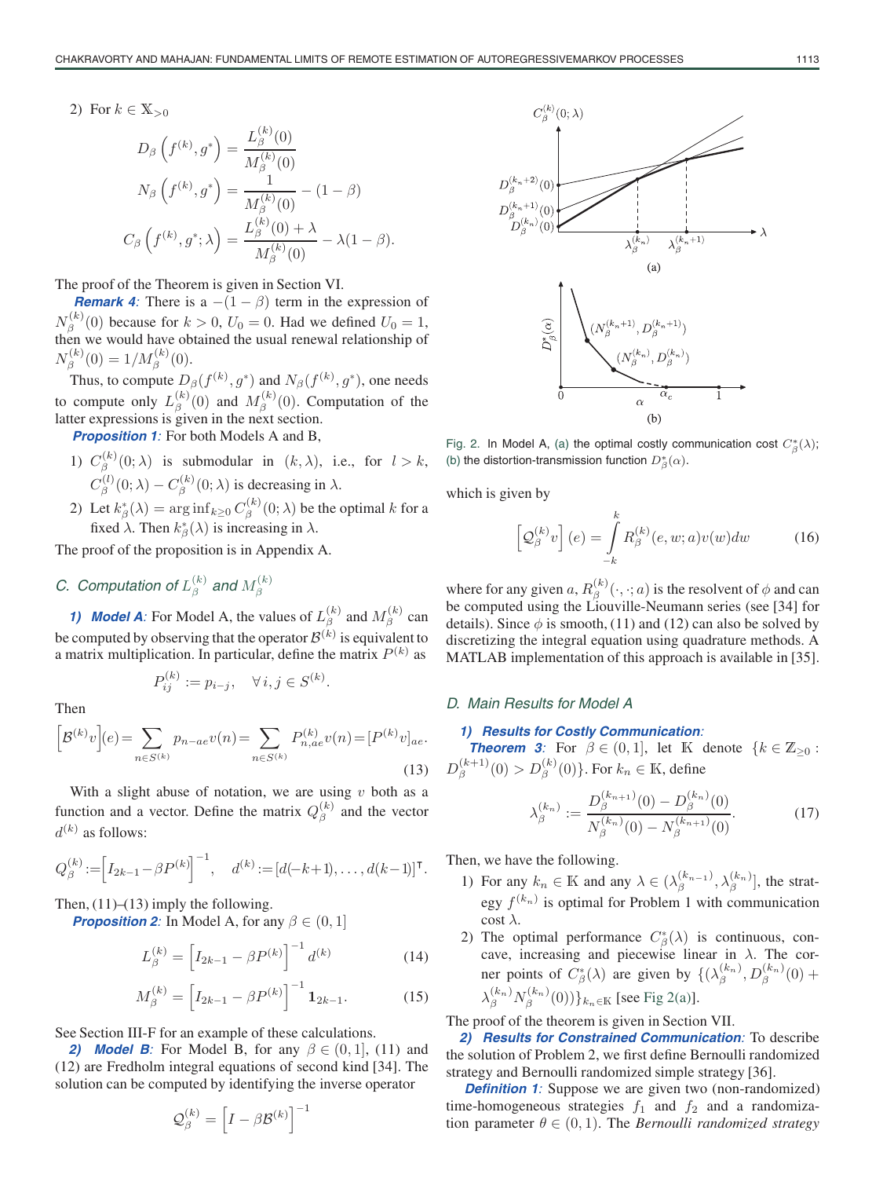2) For $k \in \mathbb{X}_{>0}$

$$D_\beta\left(f^{(k)}, g^*\right) = \frac{L_\beta^{(k)}(0)}{M_\beta^{(k)}(0)}$$

$$N_\beta\left(f^{(k)}, g^*\right) = \frac{1}{M_\beta^{(k)}(0)} - (1-\beta)$$

$$C_\beta\left(f^{(k)}, g^*; \lambda\right) = \frac{L_\beta^{(k)}(0) + \lambda}{M_\beta^{(k)}(0)} - \lambda(1-\beta).$$

The proof of the Theorem is given in Section VI.

***Remark 4:*** There is a $-(1-\beta)$ term in the expression of $N_\beta^{(k)}(0)$ because for $k > 0$, $U_0 = 0$. Had we defined $U_0 = 1$, then we would have obtained the usual renewal relationship of $N_\beta^{(k)}(0) = 1/M_\beta^{(k)}(0)$.

Thus, to compute $D_\beta(f^{(k)}, g^*)$ and $N_\beta(f^{(k)}, g^*)$, one needs to compute only $L_\beta^{(k)}(0)$ and $M_\beta^{(k)}(0)$. Computation of the latter expressions is given in the next section.

***Proposition 1:*** For both Models A and B,

1) $C_\beta^{(k)}(0;\lambda)$ is submodular in $(k, \lambda)$, i.e., for $l > k$, $C_\beta^{(l)}(0;\lambda) - C_\beta^{(k)}(0;\lambda)$ is decreasing in $\lambda$.
2) Let $k_\beta^*(\lambda) = \arg\inf_{k\geq 0} C_\beta^{(k)}(0;\lambda)$ be the optimal $k$ for a fixed $\lambda$. Then $k_\beta^*(\lambda)$ is increasing in $\lambda$.

The proof of the proposition is in Appendix A.

### C. Computation of $L_\beta^{(k)}$ and $M_\beta^{(k)}$

***1) Model A:*** For Model A, the values of $L_\beta^{(k)}$ and $M_\beta^{(k)}$ can be computed by observing that the operator $\mathcal{B}^{(k)}$ is equivalent to a matrix multiplication. In particular, define the matrix $P^{(k)}$ as

$$P_{ij}^{(k)} := p_{i-j}, \quad \forall i, j \in S^{(k)}.$$

Then

$$\left[\mathcal{B}^{(k)}v\right](e) = \sum_{n\in S^{(k)}} p_{n-ae}v(n) = \sum_{n\in S^{(k)}} P_{n,ae}^{(k)}v(n) = [P^{(k)}v]_{ae}. \tag{13}$$

With a slight abuse of notation, we are using $v$ both as a function and as a vector. Define the matrix $Q_\beta^{(k)}$ and the vector $d^{(k)}$ as follows:

$$Q_\beta^{(k)} := \left[I_{2k-1} - \beta P^{(k)}\right]^{-1}, \quad d^{(k)} := [d(-k+1), \ldots, d(k-1)]^\intercal.$$

Then, (11)–(13) imply the following.

***Proposition 2:*** In Model A, for any $\beta \in (0,1]$

$$L_\beta^{(k)} = \left[I_{2k-1} - \beta P^{(k)}\right]^{-1} d^{(k)} \tag{14}$$

$$M_\beta^{(k)} = \left[I_{2k-1} - \beta P^{(k)}\right]^{-1} \mathbf{1}_{2k-1}. \tag{15}$$

See Section III-F for an example of these calculations.

***2) Model B:*** For Model B, for any $\beta \in (0,1]$, (11) and (12) are Fredholm integral equations of second kind [34]. The solution can be computed by identifying the inverse operator

$$\mathcal{Q}_\beta^{(k)} = \left[I - \beta\mathcal{B}^{(k)}\right]^{-1}$$

$C_\beta^{(k)}(0;\lambda)$

$D_\beta^{(k_n+2)}(0)$

$D_\beta^{(k_n+1)}(0)$

$D_\beta^{(k_n)}(0)$

$\lambda_\beta^{(k_n)}$

$\lambda_\beta^{(k_n+1)}$

$\lambda$

(a)

$D_\beta^*(\alpha)$

$(N_\beta^{(k_n+1)}, D_\beta^{(k_n+1)})$

$(N_\beta^{(k_n)}, D_\beta^{(k_n)})$

0

$\alpha$

$\alpha_c$

1

(b)

Fig. 2. In Model A, (a) the optimal costly communication cost $C_\beta^*(\lambda)$; (b) the distortion-transmission function $D_\beta^*(\alpha)$.

which is given by

$$\left[\mathcal{Q}_\beta^{(k)}v\right](e) = \int_{-k}^{k} R_\beta^{(k)}(e, w; a)v(w)dw \tag{16}$$

where for any given $a$, $R_\beta^{(k)}(\cdot,\cdot;a)$ is the resolvent of $\phi$ and can be computed using the Liouville-Neumann series (see [34] for details). Since $\phi$ is smooth, (11) and (12) can also be solved by discretizing the integral equation using quadrature methods. A MATLAB implementation of this approach is available in [35].

### D. Main Results for Model A

***1) Results for Costly Communication:***

***Theorem 3:*** For $\beta \in (0,1]$, let $\mathbb{K}$ denote $\{k \in \mathbb{Z}_{\geq 0} : D_\beta^{(k+1)}(0) > D_\beta^{(k)}(0)\}$. For $k_n \in \mathbb{K}$, define

$$\lambda_\beta^{(k_n)} := \frac{D_\beta^{(k_{n+1})}(0) - D_\beta^{(k_n)}(0)}{N_\beta^{(k_n)}(0) - N_\beta^{(k_{n+1})}(0)}. \tag{17}$$

Then, we have the following.

1) For any $k_n \in \mathbb{K}$ and any $\lambda \in (\lambda_\beta^{(k_{n-1})}, \lambda_\beta^{(k_n)}]$, the strategy $f^{(k_n)}$ is optimal for Problem 1 with communication cost $\lambda$.
2) The optimal performance $C_\beta^*(\lambda)$ is continuous, concave, increasing and piecewise linear in $\lambda$. The corner points of $C_\beta^*(\lambda)$ are given by $\{(\lambda_\beta^{(k_n)}, D_\beta^{(k_n)}(0) + \lambda_\beta^{(k_n)}N_\beta^{(k_n)}(0))\}_{k_n\in\mathbb{K}}$ [see Fig 2(a)].

The proof of the theorem is given in Section VII.

***2) Results for Constrained Communication:*** To describe the solution of Problem 2, we first define Bernoulli randomized strategy and Bernoulli randomized simple strategy [36].

***Definition 1:*** Suppose we are given two (non-randomized) time-homogeneous strategies $f_1$ and $f_2$ and a randomization parameter $\theta \in (0,1)$. The *Bernoulli randomized strategy*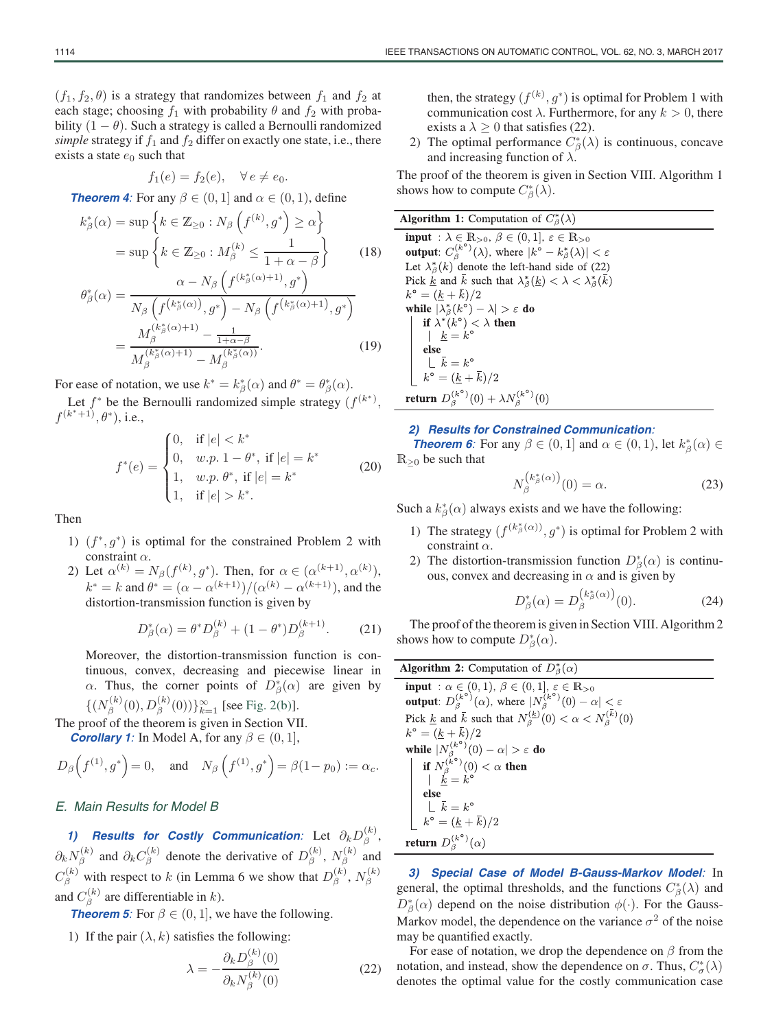$(f_1, f_2, \theta)$ is a strategy that randomizes between $f_1$ and $f_2$ at each stage; choosing $f_1$ with probability $\theta$ and $f_2$ with probability $(1-\theta)$. Such a strategy is called a Bernoulli randomized *simple* strategy if $f_1$ and $f_2$ differ on exactly one state, i.e., there exists a state $e_0$ such that

$$f_1(e) = f_2(e), \quad \forall\, e \neq e_0.$$

***Theorem 4:*** For any $\beta \in (0,1]$ and $\alpha \in (0,1)$, define

$$k^*_\beta(\alpha) = \sup\left\{k \in \mathbb{Z}_{\geq 0} : N_\beta\left(f^{(k)}, g^*\right) \geq \alpha\right\} = \sup\left\{k \in \mathbb{Z}_{\geq 0} : M^{(k)}_\beta \leq \frac{1}{1+\alpha-\beta}\right\} \tag{18}$$

$$\theta^*_\beta(\alpha) = \frac{\alpha - N_\beta\left(f^{(k^*_\beta(\alpha)+1)}, g^*\right)}{N_\beta\left(f^{(k^*_\beta(\alpha))}, g^*\right) - N_\beta\left(f^{(k^*_\beta(\alpha)+1)}, g^*\right)} = \frac{M^{(k^*_\beta(\alpha)+1)}_\beta - \frac{1}{1+\alpha-\beta}}{M^{(k^*_\beta(\alpha)+1)}_\beta - M^{(k^*_\beta(\alpha))}_\beta}. \tag{19}$$

For ease of notation, we use $k^* = k^*_\beta(\alpha)$ and $\theta^* = \theta^*_\beta(\alpha)$.

Let $f^*$ be the Bernoulli randomized simple strategy $(f^{(k^*)}, f^{(k^*+1)}, \theta^*)$, i.e.,

$$f^*(e) = \begin{cases} 0, & \text{if } |e| < k^* \\ 0, & w.p.\ 1-\theta^*, \text{ if } |e| = k^* \\ 1, & w.p.\ \theta^*, \text{ if } |e| = k^* \\ 1, & \text{if } |e| > k^*. \end{cases} \tag{20}$$

Then

1) $(f^*, g^*)$ is optimal for the constrained Problem 2 with constraint $\alpha$.
2) Let $\alpha^{(k)} = N_\beta(f^{(k)}, g^*)$. Then, for $\alpha \in (\alpha^{(k+1)}, \alpha^{(k)})$, $k^* = k$ and $\theta^* = (\alpha - \alpha^{(k+1)})/(\alpha^{(k)} - \alpha^{(k+1)})$, and the distortion-transmission function is given by

$$D^*_\beta(\alpha) = \theta^* D^{(k)}_\beta + (1-\theta^*) D^{(k+1)}_\beta. \tag{21}$$

Moreover, the distortion-transmission function is continuous, convex, decreasing and piecewise linear in $\alpha$. Thus, the corner points of $D^*_\beta(\alpha)$ are given by $\{(N^{(k)}_\beta(0), D^{(k)}_\beta(0))\}_{k=1}^\infty$ [see Fig. 2(b)].

The proof of the theorem is given in Section VII.

***Corollary 1:*** In Model A, for any $\beta \in (0,1]$,

$$D_\beta\left(f^{(1)}, g^*\right) = 0, \quad \text{and} \quad N_\beta\left(f^{(1)}, g^*\right) = \beta(1-p_0) := \alpha_c.$$

### E. Main Results for Model B

***1) Results for Costly Communication:*** Let $\partial_k D^{(k)}_\beta$, $\partial_k N^{(k)}_\beta$ and $\partial_k C^{(k)}_\beta$ denote the derivative of $D^{(k)}_\beta$, $N^{(k)}_\beta$ and $C^{(k)}_\beta$ with respect to $k$ (in Lemma 6 we show that $D^{(k)}_\beta$, $N^{(k)}_\beta$ and $C^{(k)}_\beta$ are differentiable in $k$).

***Theorem 5:*** For $\beta \in (0,1]$, we have the following.

1) If the pair $(\lambda, k)$ satisfies the following:

$$\lambda = -\frac{\partial_k D^{(k)}_\beta(0)}{\partial_k N^{(k)}_\beta(0)} \tag{22}$$

then, the strategy $(f^{(k)}, g^*)$ is optimal for Problem 1 with communication cost $\lambda$. Furthermore, for any $k > 0$, there exists a $\lambda \geq 0$ that satisfies (22).
2) The optimal performance $C^*_\beta(\lambda)$ is continuous, concave and increasing function of $\lambda$.

The proof of the theorem is given in Section VIII. Algorithm 1 shows how to compute $C^*_\beta(\lambda)$.

```
Algorithm 1: Computation of C*_β(λ)
input : λ ∈ R_{>0}, β ∈ (0,1], ε ∈ R_{>0}
output: C_β^{(k°)}(λ), where |k° − k*_β(λ)| < ε
Let λ*_β(k) denote the left-hand side of (22)
Pick k_ and k̄ such that λ*_β(k_) < λ < λ*_β(k̄)
k° = (k_ + k̄)/2
while |λ*_β(k°) − λ| > ε do
    if λ*(k°) < λ then
        k_ = k°
    else
        k̄ = k°
    k° = (k_ + k̄)/2
return D_β^{(k°)}(0) + λ N_β^{(k°)}(0)
```

***2) Results for Constrained Communication:***

***Theorem 6:*** For any $\beta \in (0,1]$ and $\alpha \in (0,1)$, let $k^*_\beta(\alpha) \in \mathbb{R}_{\geq 0}$ be such that

$$N^{(k^*_\beta(\alpha))}_\beta(0) = \alpha. \tag{23}$$

Such a $k^*_\beta(\alpha)$ always exists and we have the following:

1) The strategy $(f^{(k^*_\beta(\alpha))}, g^*)$ is optimal for Problem 2 with constraint $\alpha$.
2) The distortion-transmission function $D^*_\beta(\alpha)$ is continuous, convex and decreasing in $\alpha$ and is given by

$$D^*_\beta(\alpha) = D^{(k^*_\beta(\alpha))}_\beta(0). \tag{24}$$

The proof of the theorem is given in Section VIII. Algorithm 2 shows how to compute $D^*_\beta(\alpha)$.

```
Algorithm 2: Computation of D*_β(α)
input : α ∈ (0,1), β ∈ (0,1], ε ∈ R_{>0}
output: D_β^{(k°)}(α), where |N_β^{(k°)}(0) − α| < ε
Pick k_ and k̄ such that N_β^{(k_)}(0) < α < N_β^{(k̄)}(0)
k° = (k_ + k̄)/2
while |N_β^{(k°)}(0) − α| > ε do
    if N_β^{(k°)}(0) < α then
        k_ = k°
    else
        k̄ = k°
    k° = (k_ + k̄)/2
return D_β^{(k°)}(α)
```

***3) Special Case of Model B-Gauss-Markov Model:*** In general, the optimal thresholds, and the functions $C^*_\beta(\lambda)$ and $D^*_\beta(\alpha)$ depend on the noise distribution $\phi(\cdot)$. For the Gauss-Markov model, the dependence on the variance $\sigma^2$ of the noise may be quantified exactly.

For ease of notation, we drop the dependence on $\beta$ from the notation, and instead, show the dependence on $\sigma$. Thus, $C^*_\sigma(\lambda)$ denotes the optimal value for the costly communication case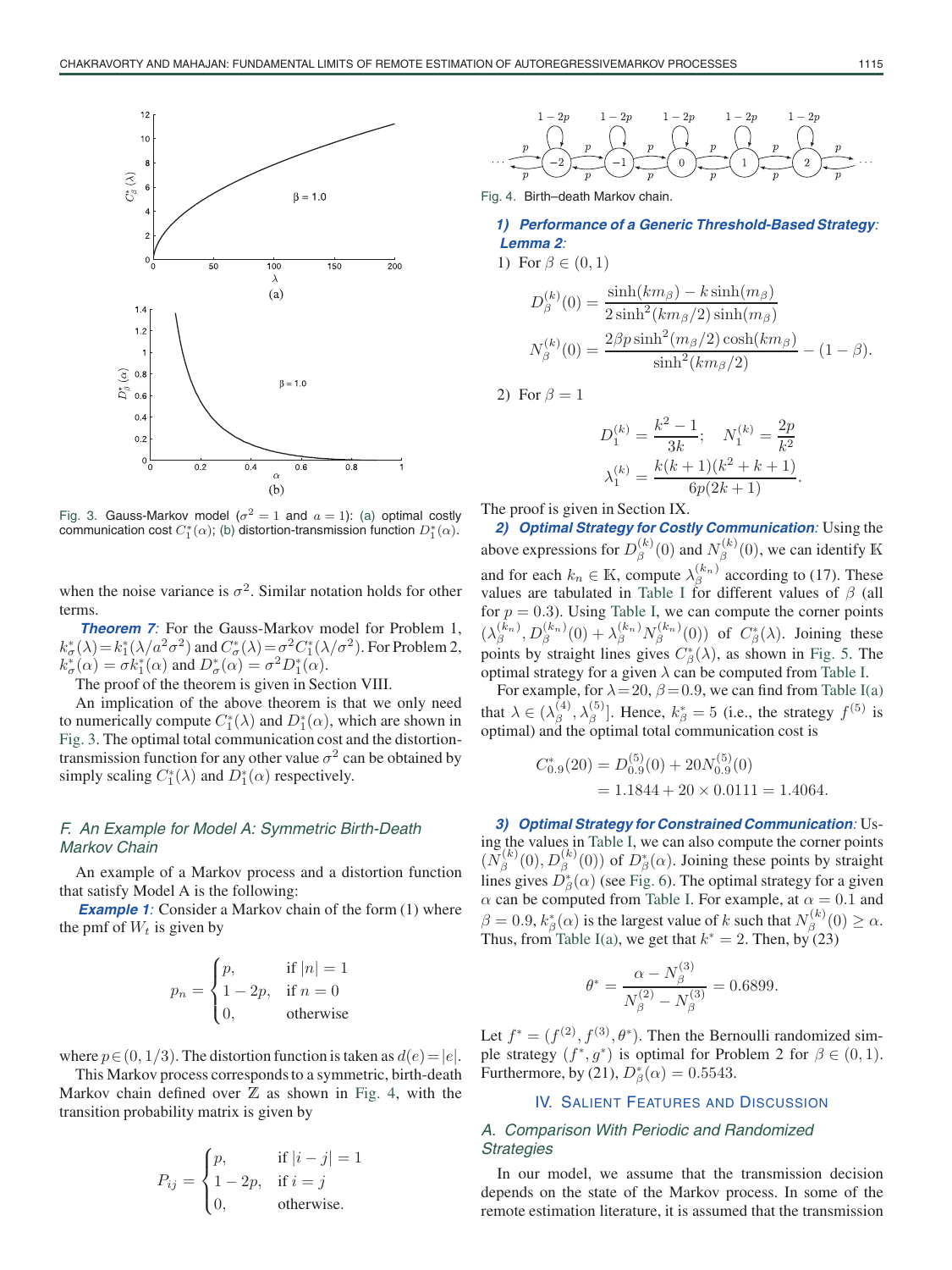12
10
8
6
4
2
0
0 50 100 150 200
$C_\beta^*(\lambda)$
$\lambda$
β = 1.0
(a)

1.4
1.2
1
0.8
0.6
0.4
0.2
0
0 0.2 0.4 0.6 0.8 1
$D_\beta^*(\alpha)$
$\alpha$
β = 1.0
(b)

Fig. 3. Gauss-Markov model ($\sigma^2 = 1$ and $a = 1$): (a) optimal costly communication cost $C_1^*(\alpha)$; (b) distortion-transmission function $D_1^*(\alpha)$.

when the noise variance is $\sigma^2$. Similar notation holds for other terms.

***Theorem 7:*** For the Gauss-Markov model for Problem 1, $k_\sigma^*(\lambda) = k_1^*(\lambda/a^2\sigma^2)$ and $C_\sigma^*(\lambda) = \sigma^2 C_1^*(\lambda/\sigma^2)$. For Problem 2, $k_\sigma^*(\alpha) = \sigma k_1^*(\alpha)$ and $D_\sigma^*(\alpha) = \sigma^2 D_1^*(\alpha)$.

The proof of the theorem is given in Section VIII.

An implication of the above theorem is that we only need to numerically compute $C_1^*(\lambda)$ and $D_1^*(\alpha)$, which are shown in Fig. 3. The optimal total communication cost and the distortion-transmission function for any other value $\sigma^2$ can be obtained by simply scaling $C_1^*(\lambda)$ and $D_1^*(\alpha)$ respectively.

### F. An Example for Model A: Symmetric Birth-Death Markov Chain

An example of a Markov process and a distortion function that satisfy Model A is the following:

***Example 1:*** Consider a Markov chain of the form (1) where the pmf of $W_t$ is given by

$$p_n = \begin{cases} p, & \text{if } |n| = 1 \\ 1-2p, & \text{if } n = 0 \\ 0, & \text{otherwise} \end{cases}$$

where $p \in (0, 1/3)$. The distortion function is taken as $d(e) = |e|$.

This Markov process corresponds to a symmetric, birth-death Markov chain defined over $\mathbb{Z}$ as shown in Fig. 4, with the transition probability matrix is given by

$$P_{ij} = \begin{cases} p, & \text{if } |i-j| = 1 \\ 1-2p, & \text{if } i = j \\ 0, & \text{otherwise.} \end{cases}$$

1 − 2p 1 − 2p 1 − 2p 1 − 2p 1 − 2p
··· −2 −1 0 1 2 ···
p p p p p p
p p p p p p

Fig. 4. Birth–death Markov chain.

#### 1) Performance of a Generic Threshold-Based Strategy:

***Lemma 2:***

1) For $\beta \in (0, 1)$

$$D_\beta^{(k)}(0) = \frac{\sinh(km_\beta) - k\sinh(m_\beta)}{2\sinh^2(km_\beta/2)\sinh(m_\beta)}$$

$$N_\beta^{(k)}(0) = \frac{2\beta p \sinh^2(m_\beta/2)\cosh(km_\beta)}{\sinh^2(km_\beta/2)} - (1-\beta).$$

2) For $\beta = 1$

$$D_1^{(k)} = \frac{k^2-1}{3k}; \quad N_1^{(k)} = \frac{2p}{k^2}$$

$$\lambda_1^{(k)} = \frac{k(k+1)(k^2+k+1)}{6p(2k+1)}.$$

The proof is given in Section IX.

***2) Optimal Strategy for Costly Communication:*** Using the above expressions for $D_\beta^{(k)}(0)$ and $N_\beta^{(k)}(0)$, we can identify $\mathbb{K}$ and for each $k_n \in \mathbb{K}$, compute $\lambda_\beta^{(k_n)}$ according to (17). These values are tabulated in Table I for different values of $\beta$ (all for $p = 0.3$). Using Table I, we can compute the corner points $(\lambda_\beta^{(k_n)}, D_\beta^{(k_n)}(0) + \lambda_\beta^{(k_n)} N_\beta^{(k_n)}(0))$ of $C_\beta^*(\lambda)$. Joining these points by straight lines gives $C_\beta^*(\lambda)$, as shown in Fig. 5. The optimal strategy for a given $\lambda$ can be computed from Table I.

For example, for $\lambda = 20$, $\beta = 0.9$, we can find from Table I(a) that $\lambda \in (\lambda_\beta^{(4)}, \lambda_\beta^{(5)}]$. Hence, $k_\beta^* = 5$ (i.e., the strategy $f^{(5)}$ is optimal) and the optimal total communication cost is

$$\begin{aligned} C_{0.9}^*(20) &= D_{0.9}^{(5)}(0) + 20 N_{0.9}^{(5)}(0) \\ &= 1.1844 + 20 \times 0.0111 = 1.4064. \end{aligned}$$

***3) Optimal Strategy for Constrained Communication:*** Using the values in Table I, we can also compute the corner points $(N_\beta^{(k)}(0), D_\beta^{(k)}(0))$ of $D_\beta^*(\alpha)$. Joining these points by straight lines gives $D_\beta^*(\alpha)$ (see Fig. 6). The optimal strategy for a given $\alpha$ can be computed from Table I. For example, at $\alpha = 0.1$ and $\beta = 0.9$, $k_\beta^*(\alpha)$ is the largest value of $k$ such that $N_\beta^{(k)}(0) \geq \alpha$. Thus, from Table I(a), we get that $k^* = 2$. Then, by (23)

$$\theta^* = \frac{\alpha - N_\beta^{(3)}}{N_\beta^{(2)} - N_\beta^{(3)}} = 0.6899.$$

Let $f^* = (f^{(2)}, f^{(3)}, \theta^*)$. Then the Bernoulli randomized simple strategy $(f^*, g^*)$ is optimal for Problem 2 for $\beta \in (0, 1)$. Furthermore, by (21), $D_\beta^*(\alpha) = 0.5543$.

## IV. Salient Features and Discussion

### A. Comparison With Periodic and Randomized Strategies

In our model, we assume that the transmission decision depends on the state of the Markov process. In some of the remote estimation literature, it is assumed that the transmission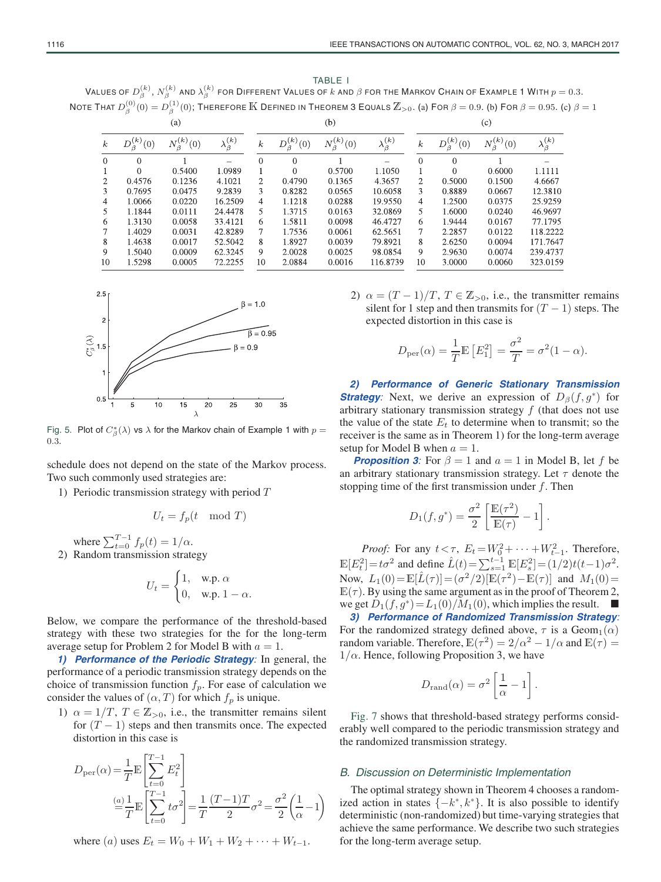TABLE I
VALUES OF $D_\beta^{(k)}$, $N_\beta^{(k)}$ AND $\lambda_\beta^{(k)}$ FOR DIFFERENT VALUES OF $k$ AND $\beta$ FOR THE MARKOV CHAIN OF EXAMPLE 1 WITH $p = 0.3$. NOTE THAT $D_\beta^{(0)}(0) = D_\beta^{(1)}(0)$; THEREFORE $\mathbb{K}$ DEFINED IN THEOREM 3 EQUALS $\mathbb{Z}_{>0}$. (a) FOR $\beta = 0.9$. (b) FOR $\beta = 0.95$. (c) $\beta = 1$

(a)

| $k$ | $D_\beta^{(k)}(0)$ | $N_\beta^{(k)}(0)$ | $\lambda_\beta^{(k)}$ |
|---|---|---|---|
| 0 | 0 | 1 | – |
| 1 | 0 | 0.5400 | 1.0989 |
| 2 | 0.4576 | 0.1236 | 4.1021 |
| 3 | 0.7695 | 0.0475 | 9.2839 |
| 4 | 1.0066 | 0.0220 | 16.2509 |
| 5 | 1.1844 | 0.0111 | 24.4478 |
| 6 | 1.3130 | 0.0058 | 33.4121 |
| 7 | 1.4029 | 0.0031 | 42.8289 |
| 8 | 1.4638 | 0.0017 | 52.5042 |
| 9 | 1.5040 | 0.0009 | 62.3245 |
| 10 | 1.5298 | 0.0005 | 72.2255 |

(b)

| $k$ | $D_\beta^{(k)}(0)$ | $N_\beta^{(k)}(0)$ | $\lambda_\beta^{(k)}$ |
|---|---|---|---|
| 0 | 0 | 1 | – |
| 1 | 0 | 0.5700 | 1.1050 |
| 2 | 0.4790 | 0.1365 | 4.3657 |
| 3 | 0.8282 | 0.0565 | 10.6058 |
| 4 | 1.1218 | 0.0288 | 19.9550 |
| 5 | 1.3715 | 0.0163 | 32.0869 |
| 6 | 1.5811 | 0.0098 | 46.4727 |
| 7 | 1.7536 | 0.0061 | 62.5651 |
| 8 | 1.8927 | 0.0039 | 79.8921 |
| 9 | 2.0028 | 0.0025 | 98.0854 |
| 10 | 2.0884 | 0.0016 | 116.8739 |

(c)

| $k$ | $D_\beta^{(k)}(0)$ | $N_\beta^{(k)}(0)$ | $\lambda_\beta^{(k)}$ |
|---|---|---|---|
| 0 | 0 | 1 | – |
| 1 | 0 | 0.6000 | 1.1111 |
| 2 | 0.5000 | 0.1500 | 4.6667 |
| 3 | 0.8889 | 0.0667 | 12.3810 |
| 4 | 1.2500 | 0.0375 | 25.9259 |
| 5 | 1.6000 | 0.0240 | 46.9697 |
| 6 | 1.9444 | 0.0167 | 77.1795 |
| 7 | 2.2857 | 0.0122 | 118.2222 |
| 8 | 2.6250 | 0.0094 | 171.7647 |
| 9 | 2.9630 | 0.0074 | 239.4737 |
| 10 | 3.0000 | 0.0060 | 323.0159 |

$\beta = 1.0$
$\beta = 0.95$
$\beta = 0.9$
$C^*_\beta(\lambda)$
$\lambda$
2.5, 2, 1.5, 1, 0.5
1, 5, 10, 15, 20, 25, 30, 35

Fig. 5. Plot of $C^*_\beta(\lambda)$ vs $\lambda$ for the Markov chain of Example 1 with $p = 0.3$.

schedule does not depend on the state of the Markov process. Two such commonly used strategies are:

1) Periodic transmission strategy with period $T$
$$U_t = f_p(t \mod T)$$
where $\sum_{t=0}^{T-1} f_p(t) = 1/\alpha$.

2) Random transmission strategy
$$U_t = \begin{cases} 1, & \text{w.p. } \alpha \\ 0, & \text{w.p. } 1-\alpha. \end{cases}$$

Below, we compare the performance of the threshold-based strategy with these two strategies for the for the long-term average setup for Problem 2 for Model B with $a = 1$.

*1) Performance of the Periodic Strategy:* In general, the performance of a periodic transmission strategy depends on the choice of transmission function $f_p$. For ease of calculation we consider the values of $(\alpha, T)$ for which $f_p$ is unique.

1) $\alpha = 1/T$, $T \in \mathbb{Z}_{>0}$, i.e., the transmitter remains silent for $(T-1)$ steps and then transmits once. The expected distortion in this case is
$$D_{\text{per}}(\alpha) = \frac{1}{T}\mathbb{E}\left[\sum_{t=0}^{T-1} E_t^2\right] \overset{(a)}{=} \frac{1}{T}\mathbb{E}\left[\sum_{t=0}^{T-1} t\sigma^2\right] = \frac{1}{T}\frac{(T-1)T}{2}\sigma^2 = \frac{\sigma^2}{2}\left(\frac{1}{\alpha}-1\right)$$
where $(a)$ uses $E_t = W_0 + W_1 + W_2 + \cdots + W_{t-1}$.

2) $\alpha = (T-1)/T$, $T \in \mathbb{Z}_{>0}$, i.e., the transmitter remains silent for 1 step and then transmits for $(T-1)$ steps. The expected distortion in this case is
$$D_{\text{per}}(\alpha) = \frac{1}{T}\mathbb{E}\left[E_1^2\right] = \frac{\sigma^2}{T} = \sigma^2(1-\alpha).$$

*2) Performance of Generic Stationary Transmission Strategy:* Next, we derive an expression of $D_\beta(f, g^*)$ for arbitrary stationary transmission strategy $f$ (that does not use the value of the state $E_t$ to determine when to transmit; so the receiver is the same as in Theorem 1) for the long-term average setup for Model B when $a = 1$.

*Proposition 3:* For $\beta = 1$ and $a = 1$ in Model B, let $f$ be an arbitrary stationary transmission strategy. Let $\tau$ denote the stopping time of the first transmission under $f$. Then
$$D_1(f, g^*) = \frac{\sigma^2}{2}\left[\frac{\mathbb{E}(\tau^2)}{\mathbb{E}(\tau)} - 1\right].$$

*Proof:* For any $t < \tau$, $E_t = W_0^2 + \cdots + W_{t-1}^2$. Therefore, $\mathbb{E}[E_t^2] = t\sigma^2$ and define $\hat{L}(t) = \sum_{s=1}^{t-1}\mathbb{E}[E_s^2] = (1/2)t(t-1)\sigma^2$. Now, $L_1(0) = \mathbb{E}[\hat{L}(\tau)] = (\sigma^2/2)[\mathbb{E}(\tau^2) - \mathbb{E}(\tau)]$ and $M_1(0) = \mathbb{E}(\tau)$. By using the same argument as in the proof of Theorem 2, we get $D_1(f, g^*) = L_1(0)/M_1(0)$, which implies the result. ■

*3) Performance of Randomized Transmission Strategy:* For the randomized strategy defined above, $\tau$ is a $\text{Geom}_1(\alpha)$ random variable. Therefore, $\mathbb{E}(\tau^2) = 2/\alpha^2 - 1/\alpha$ and $\mathbb{E}(\tau) = 1/\alpha$. Hence, following Proposition 3, we have
$$D_{\text{rand}}(\alpha) = \sigma^2\left[\frac{1}{\alpha} - 1\right].$$

Fig. 7 shows that threshold-based strategy performs considerably well compared to the periodic transmission strategy and the randomized transmission strategy.

### B. Discussion on Deterministic Implementation

The optimal strategy shown in Theorem 4 chooses a randomized action in states $\{-k^*, k^*\}$. It is also possible to identify deterministic (non-randomized) but time-varying strategies that achieve the same performance. We describe two such strategies for the long-term average setup.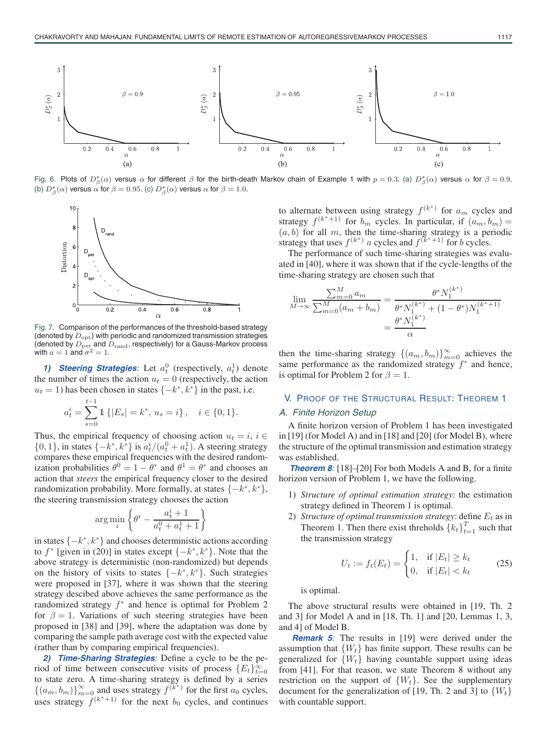3

2

$D_\beta^*(\alpha)$

1

$\beta = 0.9$

0.2 0.4 0.6 0.8 1

$\alpha$

(a)

3

2

$D_\beta^*(\alpha)$

1

$\beta = 0.95$

0.2 0.4 0.6 0.8 1

$\alpha$

(b)

3

2

$D_\beta^*(\alpha)$

1

$\beta = 1.0$

0.2 0.4 0.6 0.8 1

$\alpha$

(c)

Fig. 6. Plots of $D^*_\beta(\alpha)$ versus $\alpha$ for different $\beta$ for the birth-death Markov chain of Example 1 with $p = 0.3$. (a) $D^*_\beta(\alpha)$ versus $\alpha$ for $\beta = 0.9$. (b) $D^*_\beta(\alpha)$ versus $\alpha$ for $\beta = 0.95$. (c) $D^*_\beta(\alpha)$ versus $\alpha$ for $\beta = 1.0$.

10

8

6

4

2

0

Distortion

$D_{\text{rand}}$

$D_{\text{per}}$

$D_{\text{opt}}$

0 0.2 0.4 0.6 0.8 1

$\alpha$

Fig. 7. Comparison of the performances of the threshold-based strategy (denoted by $D_{\text{opt}}$) with periodic and randomized transmission strategies (denoted by $D_{\text{per}}$ and $D_{\text{rand}}$, respectively) for a Gauss-Markov process with $a = 1$ and $\sigma^2 = 1$.

***1) Steering Strategies:*** Let $a^0_t$ (respectively, $a^1_t$) denote the number of times the action $u_t = 0$ (respectively, the action $u_t = 1$) has been chosen in states $\{-k^*, k^*\}$ in the past, i.e.

$$a^i_t = \sum_{s=0}^{t-1} \mathbb{1}\left\{|E_s| = k^*,\, u_s = i\right\}, \quad i \in \{0, 1\}.$$

Thus, the empirical frequency of choosing action $u_t = i$, $i \in \{0, 1\}$, in states $\{-k^*, k^*\}$ is $a^i_t/(a^0_t + a^1_t)$. A steering strategy compares these empirical frequencies with the desired randomization probabilities $\theta^0 = 1 - \theta^*$ and $\theta^1 = \theta^*$ and chooses an action that *steers* the empirical frequency closer to the desired randomization probability. More formally, at states $\{-k^*, k^*\}$, the steering transmission strategy chooses the action

$$\arg\min_i \left\{\theta^i - \frac{a^i_t + 1}{a^0_t + a^1_t + 1}\right\}$$

in states $\{-k^*, k^*\}$ and chooses deterministic actions according to $f^*$ [given in (20)] in states except $\{-k^*, k^*\}$. Note that the above strategy is deterministic (non-randomized) but depends on the history of visits to states $\{-k^*, k^*\}$. Such strategies were proposed in [37], where it was shown that the steering strategy descibed above achieves the same performance as the randomized strategy $f^*$ and hence is optimal for Problem 2 for $\beta = 1$. Variations of such steering strategies have been proposed in [38] and [39], where the adaptation was done by comparing the sample path average cost with the expected value (rather than by comparing empirical frequencies).

***2) Time-Sharing Strategies:*** Define a cycle to be the period of time between consecutive visits of process $\{E_t\}_{t=0}^\infty$ to state zero. A time-sharing strategy is defined by a series $\{(a_m, b_m)\}_{m=0}^\infty$ and uses strategy $f^{(k^*)}$ for the first $a_0$ cycles, uses strategy $f^{(k^*+1)}$ for the next $b_0$ cycles, and continues to alternate between using strategy $f^{(k^*)}$ for $a_m$ cycles and strategy $f^{(k^*+1)}$ for $b_m$ cycles. In particular, if $(a_m, b_m) = (a, b)$ for all $m$, then the time-sharing strategy is a periodic strategy that uses $f^{(k^*)}$ $a$ cycles and $f^{(k^*+1)}$ for $b$ cycles.

The performance of such time-sharing strategies was evaluated in [40], where it was shown that if the cycle-lengths of the time-sharing strategy are chosen such that

$$\lim_{M \to \infty} \frac{\sum_{m=0}^M a_m}{\sum_{m=0}^M (a_m + b_m)} = \frac{\theta^* N_1^{(k^*)}}{\theta^* N_1^{(k^*)} + (1 - \theta^*) N_1^{(k^*+1)}} = \frac{\theta^* N_1^{(k^*)}}{\alpha}$$

then the time-sharing strategy $\{(a_m, b_m)\}_{m=0}^\infty$ achieves the same performance as the randomized strategy $f^*$ and hence, is optimal for Problem 2 for $\beta = 1$.

## V. Proof of the Structural Result: Theorem 1

### A. Finite Horizon Setup

A finite horizon version of Problem 1 has been investigated in [19] (for Model A) and in [18] and [20] (for Model B), where the structure of the optimal transmission and estimation strategy was established.

***Theorem 8:*** [18]–[20] For both Models A and B, for a finite horizon version of Problem 1, we have the following.

1) *Structure of optimal estimation strategy*: the estimation strategy defined in Theorem 1 is optimal.
2) *Structure of optimal transmission strategy*: define $E_t$ as in Theorem 1. Then there exist threholds $\{k_t\}_{t=1}^T$ such that the transmission strategy

$$U_t := f_t(E_t) = \begin{cases} 1, & \text{if } |E_t| \geq k_t \\ 0, & \text{if } |E_t| < k_t \end{cases} \tag{25}$$

is optimal.

The above structural results were obtained in [19, Th. 2 and 3] for Model A and in [18, Th. 1] and [20, Lemmas 1, 3, and 4] of Model B.

***Remark 5:*** The results in [19] were derived under the assumption that $\{W_t\}$ has finite support. These results can be generalized for $\{W_t\}$ having countable support using ideas from [41]. For that reason, we state Theorem 8 without any restriction on the support of $\{W_t\}$. See the supplementary document for the generalization of [19, Th. 2 and 3] to $\{W_t\}$ with countable support.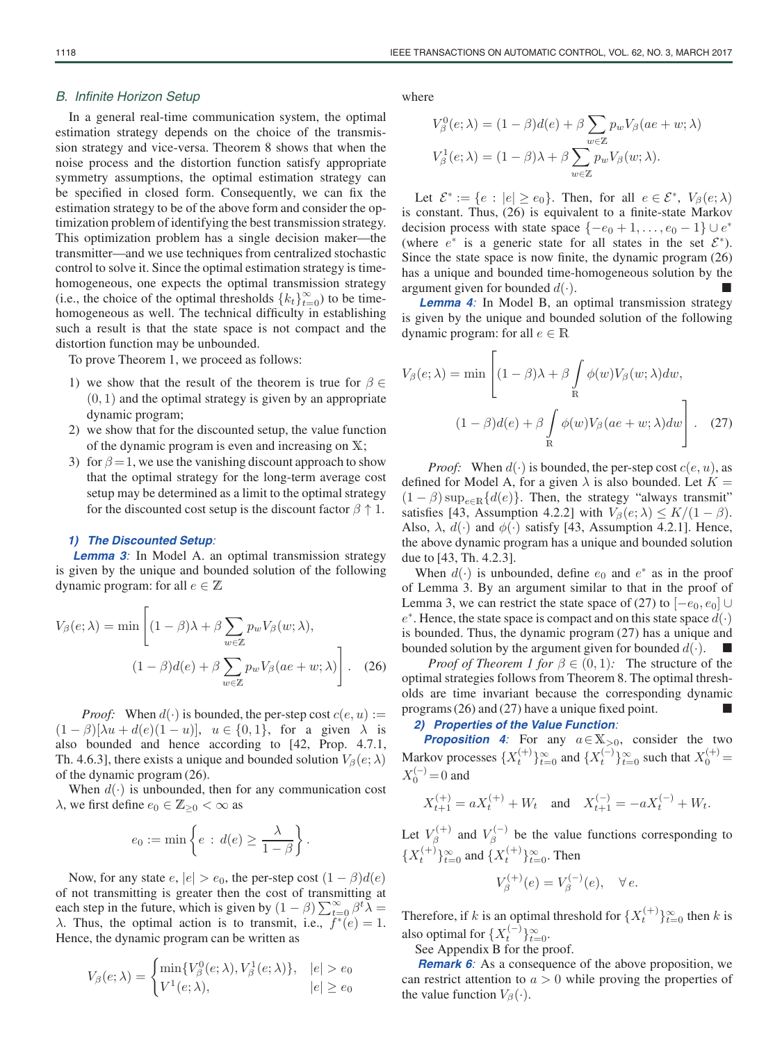### B. Infinite Horizon Setup

In a general real-time communication system, the optimal estimation strategy depends on the choice of the transmission strategy and vice-versa. Theorem 8 shows that when the noise process and the distortion function satisfy appropriate symmetry assumptions, the optimal estimation strategy can be specified in closed form. Consequently, we can fix the estimation strategy to be of the above form and consider the optimization problem of identifying the best transmission strategy. This optimization problem has a single decision maker—the transmitter—and we use techniques from centralized stochastic control to solve it. Since the optimal estimation strategy is time-homogeneous, one expects the optimal transmission strategy (i.e., the choice of the optimal thresholds $\{k_t\}_{t=0}^{\infty}$) to be time-homogeneous as well. The technical difficulty in establishing such a result is that the state space is not compact and the distortion function may be unbounded.

To prove Theorem 1, we proceed as follows:

1) we show that the result of the theorem is true for $\beta \in (0, 1)$ and the optimal strategy is given by an appropriate dynamic program;
2) we show that for the discounted setup, the value function of the dynamic program is even and increasing on $\mathbb{X}$;
3) for $\beta = 1$, we use the vanishing discount approach to show that the optimal strategy for the long-term average cost setup may be determined as a limit to the optimal strategy for the discounted cost setup is the discount factor $\beta \uparrow 1$.

#### 1) The Discounted Setup:

***Lemma 3:*** In Model A. an optimal transmission strategy is given by the unique and bounded solution of the following dynamic program: for all $e \in \mathbb{Z}$

$$V_\beta(e;\lambda) = \min\Bigg[(1-\beta)\lambda + \beta \sum_{w\in\mathbb{Z}} p_w V_\beta(w;\lambda), \\ (1-\beta)d(e) + \beta \sum_{w\in\mathbb{Z}} p_w V_\beta(ae+w;\lambda)\Bigg]. \quad (26)$$

*Proof:* When $d(\cdot)$ is bounded, the per-step cost $c(e, u) := (1-\beta)[\lambda u + d(e)(1-u)]$, $u \in \{0, 1\}$, for a given $\lambda$ is also bounded and hence according to [42, Prop. 4.7.1, Th. 4.6.3], there exists a unique and bounded solution $V_\beta(e;\lambda)$ of the dynamic program (26).

When $d(\cdot)$ is unbounded, then for any communication cost $\lambda$, we first define $e_0 \in \mathbb{Z}_{\geq 0} < \infty$ as

$$e_0 := \min\left\{e : d(e) \geq \frac{\lambda}{1-\beta}\right\}.$$

Now, for any state $e$, $|e| > e_0$, the per-step cost $(1-\beta)d(e)$ of not transmitting is greater then the cost of transmitting at each step in the future, which is given by $(1-\beta)\sum_{t=0}^{\infty}\beta^t\lambda = \lambda$. Thus, the optimal action is to transmit, i.e., $f^*(e) = 1$. Hence, the dynamic program can be written as

$$V_\beta(e;\lambda) = \begin{cases} \min\{V_\beta^0(e;\lambda), V_\beta^1(e;\lambda)\}, & |e| > e_0 \\ V^1(e;\lambda), & |e| \geq e_0 \end{cases}$$

where

$$V_\beta^0(e;\lambda) = (1-\beta)d(e) + \beta \sum_{w\in\mathbb{Z}} p_w V_\beta(ae+w;\lambda)$$
$$V_\beta^1(e;\lambda) = (1-\beta)\lambda + \beta \sum_{w\in\mathbb{Z}} p_w V_\beta(w;\lambda).$$

Let $\mathcal{E}^* := \{e : |e| \geq e_0\}$. Then, for all $e \in \mathcal{E}^*$, $V_\beta(e;\lambda)$ is constant. Thus, (26) is equivalent to a finite-state Markov decision process with state space $\{-e_0+1, \ldots, e_0-1\} \cup e^*$ (where $e^*$ is a generic state for all states in the set $\mathcal{E}^*$). Since the state space is now finite, the dynamic program (26) has a unique and bounded time-homogeneous solution by the argument given for bounded $d(\cdot)$. ■

***Lemma 4:*** In Model B, an optimal transmission strategy is given by the unique and bounded solution of the following dynamic program: for all $e \in \mathbb{R}$

$$V_\beta(e;\lambda) = \min\Bigg[(1-\beta)\lambda + \beta \int_{\mathbb{R}} \phi(w)V_\beta(w;\lambda)dw, \\ (1-\beta)d(e) + \beta \int_{\mathbb{R}} \phi(w)V_\beta(ae+w;\lambda)dw\Bigg]. \quad (27)$$

*Proof:* When $d(\cdot)$ is bounded, the per-step cost $c(e, u)$, as defined for Model A, for a given $\lambda$ is also bounded. Let $K = (1-\beta)\sup_{e\in\mathbb{R}}\{d(e)\}$. Then, the strategy "always transmit" satisfies [43, Assumption 4.2.2] with $V_\beta(e;\lambda) \leq K/(1-\beta)$. Also, $\lambda$, $d(\cdot)$ and $\phi(\cdot)$ satisfy [43, Assumption 4.2.1]. Hence, the above dynamic program has a unique and bounded solution due to [43, Th. 4.2.3].

When $d(\cdot)$ is unbounded, define $e_0$ and $e^*$ as in the proof of Lemma 3. By an argument similar to that in the proof of Lemma 3, we can restrict the state space of (27) to $[-e_0, e_0] \cup e^*$. Hence, the state space is compact and on this state space $d(\cdot)$ is bounded. Thus, the dynamic program (27) has a unique and bounded solution by the argument given for bounded $d(\cdot)$. ■

*Proof of Theorem 1 for $\beta \in (0, 1)$:* The structure of the optimal strategies follows from Theorem 8. The optimal thresholds are time invariant because the corresponding dynamic programs (26) and (27) have a unique fixed point. ■

#### 2) Properties of the Value Function:

***Proposition 4:*** For any $a \in \mathbb{X}_{>0}$, consider the two Markov processes $\{X_t^{(+)}\}_{t=0}^{\infty}$ and $\{X_t^{(-)}\}_{t=0}^{\infty}$ such that $X_0^{(+)} = X_0^{(-)} = 0$ and

$$X_{t+1}^{(+)} = aX_t^{(+)} + W_t \quad \text{and} \quad X_{t+1}^{(-)} = -aX_t^{(-)} + W_t.$$

Let $V_\beta^{(+)}$ and $V_\beta^{(-)}$ be the value functions corresponding to $\{X_t^{(+)}\}_{t=0}^{\infty}$ and $\{X_t^{(+)}\}_{t=0}^{\infty}$. Then

$$V_\beta^{(+)}(e) = V_\beta^{(-)}(e), \quad \forall e.$$

Therefore, if $k$ is an optimal threshold for $\{X_t^{(+)}\}_{t=0}^{\infty}$ then $k$ is also optimal for $\{X_t^{(-)}\}_{t=0}^{\infty}$.

See Appendix B for the proof.

***Remark 6:*** As a consequence of the above proposition, we can restrict attention to $a > 0$ while proving the properties of the value function $V_\beta(\cdot)$.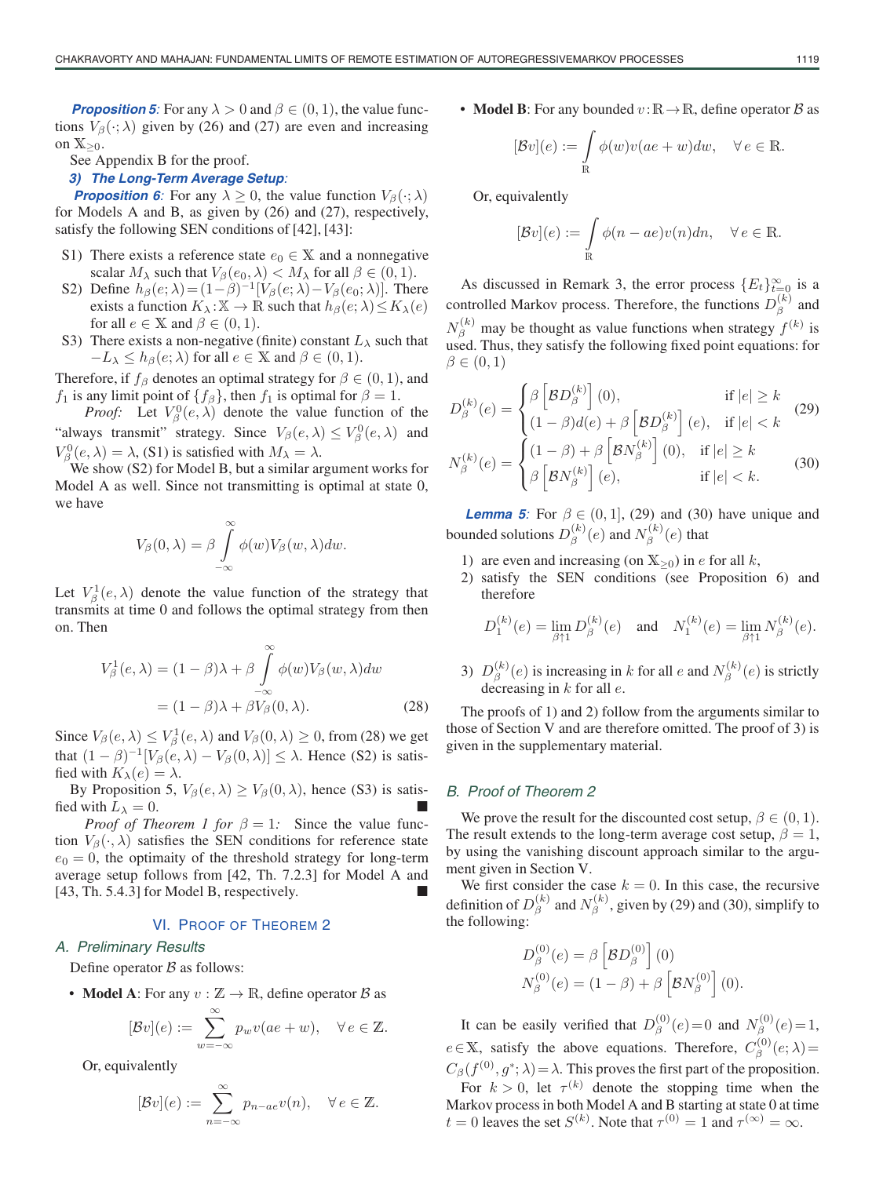***Proposition 5:*** For any $\lambda > 0$ and $\beta \in (0, 1)$, the value functions $V_\beta(\cdot;\lambda)$ given by (26) and (27) are even and increasing on $\mathbb{X}_{\geq 0}$.

See Appendix B for the proof.

### *3) The Long-Term Average Setup:*

***Proposition 6:*** For any $\lambda \geq 0$, the value function $V_\beta(\cdot;\lambda)$ for Models A and B, as given by (26) and (27), respectively, satisfy the following SEN conditions of [42], [43]:

- S1) There exists a reference state $e_0 \in \mathbb{X}$ and a nonnegative scalar $M_\lambda$ such that $V_\beta(e_0, \lambda) < M_\lambda$ for all $\beta \in (0, 1)$.
- S2) Define $h_\beta(e;\lambda) = (1-\beta)^{-1}[V_\beta(e;\lambda) - V_\beta(e_0;\lambda)]$. There exists a function $K_\lambda : \mathbb{X} \to \mathbb{R}$ such that $h_\beta(e;\lambda) \leq K_\lambda(e)$ for all $e \in \mathbb{X}$ and $\beta \in (0, 1)$.
- S3) There exists a non-negative (finite) constant $L_\lambda$ such that $-L_\lambda \leq h_\beta(e;\lambda)$ for all $e \in \mathbb{X}$ and $\beta \in (0, 1)$.

Therefore, if $f_\beta$ denotes an optimal strategy for $\beta \in (0, 1)$, and $f_1$ is any limit point of $\{f_\beta\}$, then $f_1$ is optimal for $\beta = 1$.

*Proof:* Let $V_\beta^0(e, \lambda)$ denote the value function of the "always transmit" strategy. Since $V_\beta(e, \lambda) \leq V_\beta^0(e, \lambda)$ and $V_\beta^0(e, \lambda) = \lambda$, (S1) is satisfied with $M_\lambda = \lambda$.

We show (S2) for Model B, but a similar argument works for Model A as well. Since not transmitting is optimal at state 0, we have

$$V_\beta(0, \lambda) = \beta \int_{-\infty}^{\infty} \phi(w) V_\beta(w, \lambda) dw.$$

Let $V_\beta^1(e, \lambda)$ denote the value function of the strategy that transmits at time 0 and follows the optimal strategy from then on. Then

$$\begin{aligned} V_\beta^1(e, \lambda) &= (1-\beta)\lambda + \beta \int_{-\infty}^{\infty} \phi(w) V_\beta(w, \lambda) dw \\ &= (1-\beta)\lambda + \beta V_\beta(0, \lambda). \end{aligned} \quad (28)$$

Since $V_\beta(e, \lambda) \leq V_\beta^1(e, \lambda)$ and $V_\beta(0, \lambda) \geq 0$, from (28) we get that $(1-\beta)^{-1}[V_\beta(e, \lambda) - V_\beta(0, \lambda)] \leq \lambda$. Hence (S2) is satisfied with $K_\lambda(e) = \lambda$.

By Proposition 5, $V_\beta(e, \lambda) \geq V_\beta(0, \lambda)$, hence (S3) is satisfied with $L_\lambda = 0$. ■

*Proof of Theorem 1 for $\beta = 1$:* Since the value function $V_\beta(\cdot, \lambda)$ satisfies the SEN conditions for reference state $e_0 = 0$, the optimaity of the threshold strategy for long-term average setup follows from [42, Th. 7.2.3] for Model A and [43, Th. 5.4.3] for Model B, respectively. ■

## VI. Proof of Theorem 2

### *A. Preliminary Results*

Define operator $\mathcal{B}$ as follows:

- **Model A**: For any $v : \mathbb{Z} \to \mathbb{R}$, define operator $\mathcal{B}$ as

$$[\mathcal{B}v](e) := \sum_{w=-\infty}^{\infty} p_w v(ae + w), \quad \forall\, e \in \mathbb{Z}.$$

Or, equivalently

$$[\mathcal{B}v](e) := \sum_{n=-\infty}^{\infty} p_{n-ae} v(n), \quad \forall\, e \in \mathbb{Z}.$$

- **Model B**: For any bounded $v : \mathbb{R} \to \mathbb{R}$, define operator $\mathcal{B}$ as

$$[\mathcal{B}v](e) := \int_{\mathbb{R}} \phi(w) v(ae + w) dw, \quad \forall\, e \in \mathbb{R}.$$

Or, equivalently

$$[\mathcal{B}v](e) := \int_{\mathbb{R}} \phi(n - ae) v(n) dn, \quad \forall\, e \in \mathbb{R}.$$

As discussed in Remark 3, the error process $\{E_t\}_{t=0}^\infty$ is a controlled Markov process. Therefore, the functions $D_\beta^{(k)}$ and $N_\beta^{(k)}$ may be thought as value functions when strategy $f^{(k)}$ is used. Thus, they satisfy the following fixed point equations: for $\beta \in (0, 1)$

$$D_\beta^{(k)}(e) = \begin{cases} \beta \left[\mathcal{B}D_\beta^{(k)}\right](0), & \text{if } |e| \geq k \\ (1-\beta)d(e) + \beta \left[\mathcal{B}D_\beta^{(k)}\right](e), & \text{if } |e| < k \end{cases} \quad (29)$$

$$N_\beta^{(k)}(e) = \begin{cases} (1-\beta) + \beta \left[\mathcal{B}N_\beta^{(k)}\right](0), & \text{if } |e| \geq k \\ \beta \left[\mathcal{B}N_\beta^{(k)}\right](e), & \text{if } |e| < k. \end{cases} \quad (30)$$

***Lemma 5:*** For $\beta \in (0, 1]$, (29) and (30) have unique and bounded solutions $D_\beta^{(k)}(e)$ and $N_\beta^{(k)}(e)$ that

1) are even and increasing (on $\mathbb{X}_{\geq 0}$) in $e$ for all $k$,
2) satisfy the SEN conditions (see Proposition 6) and therefore

$$D_1^{(k)}(e) = \lim_{\beta \uparrow 1} D_\beta^{(k)}(e) \quad \text{and} \quad N_1^{(k)}(e) = \lim_{\beta \uparrow 1} N_\beta^{(k)}(e).$$

3) $D_\beta^{(k)}(e)$ is increasing in $k$ for all $e$ and $N_\beta^{(k)}(e)$ is strictly decreasing in $k$ for all $e$.

The proofs of 1) and 2) follow from the arguments similar to those of Section V and are therefore omitted. The proof of 3) is given in the supplementary material.

### *B. Proof of Theorem 2*

We prove the result for the discounted cost setup, $\beta \in (0, 1)$. The result extends to the long-term average cost setup, $\beta = 1$, by using the vanishing discount approach similar to the argument given in Section V.

We first consider the case $k = 0$. In this case, the recursive definition of $D_\beta^{(k)}$ and $N_\beta^{(k)}$, given by (29) and (30), simplify to the following:

$$\begin{aligned} D_\beta^{(0)}(e) &= \beta \left[\mathcal{B}D_\beta^{(0)}\right](0) \\ N_\beta^{(0)}(e) &= (1-\beta) + \beta \left[\mathcal{B}N_\beta^{(0)}\right](0). \end{aligned}$$

It can be easily verified that $D_\beta^{(0)}(e) = 0$ and $N_\beta^{(0)}(e) = 1$, $e \in \mathbb{X}$, satisfy the above equations. Therefore, $C_\beta^{(0)}(e;\lambda) = C_\beta(f^{(0)}, g^*;\lambda) = \lambda$. This proves the first part of the proposition.

For $k > 0$, let $\tau^{(k)}$ denote the stopping time when the Markov process in both Model A and B starting at state 0 at time $t = 0$ leaves the set $S^{(k)}$. Note that $\tau^{(0)} = 1$ and $\tau^{(\infty)} = \infty$.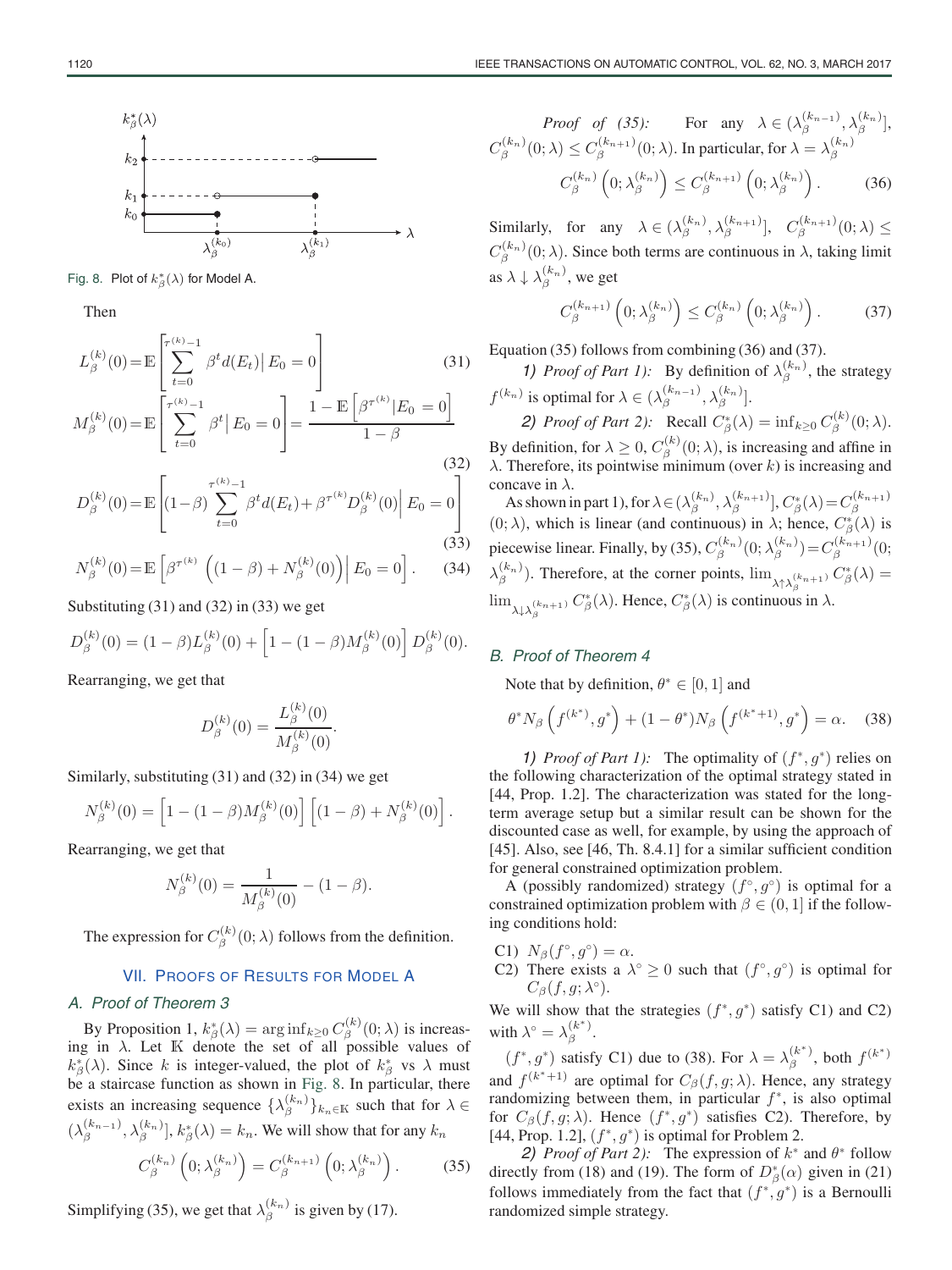Fig. 8. Plot of $k^*_\beta(\lambda)$ for Model A.

Then

$$L^{(k)}_\beta(0) = \mathbb{E}\left[\sum_{t=0}^{\tau^{(k)}-1} \beta^t d(E_t) \,\Big|\, E_0 = 0\right] \tag{31}$$

$$M^{(k)}_\beta(0) = \mathbb{E}\left[\sum_{t=0}^{\tau^{(k)}-1} \beta^t \,\Big|\, E_0 = 0\right] = \frac{1-\mathbb{E}\left[\beta^{\tau^{(k)}} | E_0 = 0\right]}{1-\beta} \tag{32}$$

$$D^{(k)}_\beta(0) = \mathbb{E}\left[(1-\beta)\sum_{t=0}^{\tau^{(k)}-1} \beta^t d(E_t) + \beta^{\tau^{(k)}} D^{(k)}_\beta(0) \,\Big|\, E_0 = 0\right] \tag{33}$$

$$N^{(k)}_\beta(0) = \mathbb{E}\left[\beta^{\tau^{(k)}}\left((1-\beta) + N^{(k)}_\beta(0)\right) \Big|\, E_0 = 0\right]. \tag{34}$$

Substituting (31) and (32) in (33) we get

$$D^{(k)}_\beta(0) = (1-\beta)L^{(k)}_\beta(0) + \left[1-(1-\beta)M^{(k)}_\beta(0)\right] D^{(k)}_\beta(0).$$

Rearranging, we get that

$$D^{(k)}_\beta(0) = \frac{L^{(k)}_\beta(0)}{M^{(k)}_\beta(0)}.$$

Similarly, substituting (31) and (32) in (34) we get

$$N^{(k)}_\beta(0) = \left[1-(1-\beta)M^{(k)}_\beta(0)\right]\left[(1-\beta) + N^{(k)}_\beta(0)\right].$$

Rearranging, we get that

$$N^{(k)}_\beta(0) = \frac{1}{M^{(k)}_\beta(0)} - (1-\beta).$$

The expression for $C^{(k)}_\beta(0;\lambda)$ follows from the definition.

## VII. Proofs of Results for Model A

### A. Proof of Theorem 3

By Proposition 1, $k^*_\beta(\lambda) = \arg\inf_{k\ge 0} C^{(k)}_\beta(0;\lambda)$ is increasing in $\lambda$. Let $\mathbb{K}$ denote the set of all possible values of $k^*_\beta(\lambda)$. Since $k$ is integer-valued, the plot of $k^*_\beta$ vs $\lambda$ must be a staircase function as shown in Fig. 8. In particular, there exists an increasing sequence $\{\lambda^{(k_n)}_\beta\}_{k_n\in\mathbb{K}}$ such that for $\lambda \in (\lambda^{(k_{n-1})}_\beta, \lambda^{(k_n)}_\beta]$, $k^*_\beta(\lambda) = k_n$. We will show that for any $k_n$

$$C^{(k_n)}_\beta\left(0;\lambda^{(k_n)}_\beta\right) = C^{(k_{n+1})}_\beta\left(0;\lambda^{(k_n)}_\beta\right). \tag{35}$$

Simplifying (35), we get that $\lambda^{(k_n)}_\beta$ is given by (17).

*Proof of (35):* For any $\lambda \in (\lambda^{(k_{n-1})}_\beta, \lambda^{(k_n)}_\beta]$, $C^{(k_n)}_\beta(0;\lambda) \le C^{(k_{n+1})}_\beta(0;\lambda)$. In particular, for $\lambda = \lambda^{(k_n)}_\beta$

$$C^{(k_n)}_\beta\left(0;\lambda^{(k_n)}_\beta\right) \le C^{(k_{n+1})}_\beta\left(0;\lambda^{(k_n)}_\beta\right). \tag{36}$$

Similarly, for any $\lambda \in (\lambda^{(k_n)}_\beta, \lambda^{(k_{n+1})}_\beta]$, $C^{(k_{n+1})}_\beta(0;\lambda) \le C^{(k_n)}_\beta(0;\lambda)$. Since both terms are continuous in $\lambda$, taking limit as $\lambda \downarrow \lambda^{(k_n)}_\beta$, we get

$$C^{(k_{n+1})}_\beta\left(0;\lambda^{(k_n)}_\beta\right) \le C^{(k_n)}_\beta\left(0;\lambda^{(k_n)}_\beta\right). \tag{37}$$

Equation (35) follows from combining (36) and (37).

*1) Proof of Part 1):* By definition of $\lambda^{(k_n)}_\beta$, the strategy $f^{(k_n)}$ is optimal for $\lambda \in (\lambda^{(k_{n-1})}_\beta, \lambda^{(k_n)}_\beta]$.

*2) Proof of Part 2):* Recall $C^*_\beta(\lambda) = \inf_{k\ge0} C^{(k)}_\beta(0;\lambda)$. By definition, for $\lambda \ge 0$, $C^{(k)}_\beta(0;\lambda)$, is increasing and affine in $\lambda$. Therefore, its pointwise minimum (over $k$) is increasing and concave in $\lambda$.

As shown in part 1), for $\lambda \in (\lambda^{(k_n)}_\beta, \lambda^{(k_{n+1})}_\beta]$, $C^*_\beta(\lambda) = C^{(k_{n+1})}_\beta(0;\lambda)$, which is linear (and continuous) in $\lambda$; hence, $C^*_\beta(\lambda)$ is piecewise linear. Finally, by (35), $C^{(k_n)}_\beta(0;\lambda^{(k_n)}_\beta) = C^{(k_{n+1})}_\beta(0;\lambda^{(k_n)}_\beta)$. Therefore, at the corner points, $\lim_{\lambda\uparrow\lambda^{(k_{n+1})}_\beta} C^*_\beta(\lambda) = \lim_{\lambda\downarrow\lambda^{(k_{n+1})}_\beta} C^*_\beta(\lambda)$. Hence, $C^*_\beta(\lambda)$ is continuous in $\lambda$.

### B. Proof of Theorem 4

Note that by definition, $\theta^* \in [0,1]$ and

$$\theta^* N_\beta\left(f^{(k^*)}, g^*\right) + (1-\theta^*) N_\beta\left(f^{(k^*+1)}, g^*\right) = \alpha. \tag{38}$$

*1) Proof of Part 1):* The optimality of $(f^*, g^*)$ relies on the following characterization of the optimal strategy stated in [44, Prop. 1.2]. The characterization was stated for the long-term average setup but a similar result can be shown for the discounted case as well, for example, by using the approach of [45]. Also, see [46, Th. 8.4.1] for a similar sufficient condition for general constrained optimization problem.

A (possibly randomized) strategy $(f^\circ, g^\circ)$ is optimal for a constrained optimization problem with $\beta \in (0,1]$ if the following conditions hold:

- C1) $N_\beta(f^\circ, g^\circ) = \alpha$.
- C2) There exists a $\lambda^\circ \ge 0$ such that $(f^\circ, g^\circ)$ is optimal for $C_\beta(f, g; \lambda^\circ)$.

We will show that the strategies $(f^*, g^*)$ satisfy C1) and C2) with $\lambda^\circ = \lambda^{(k^*)}_\beta$.

$(f^*, g^*)$ satisfy C1) due to (38). For $\lambda = \lambda^{(k^*)}_\beta$, both $f^{(k^*)}$ and $f^{(k^*+1)}$ are optimal for $C_\beta(f, g; \lambda)$. Hence, any strategy randomizing between them, in particular $f^*$, is also optimal for $C_\beta(f, g; \lambda)$. Hence $(f^*, g^*)$ satisfies C2). Therefore, by [44, Prop. 1.2], $(f^*, g^*)$ is optimal for Problem 2.

*2) Proof of Part 2):* The expression of $k^*$ and $\theta^*$ follow directly from (18) and (19). The form of $D^*_\beta(\alpha)$ given in (21) follows immediately from the fact that $(f^*, g^*)$ is a Bernoulli randomized simple strategy.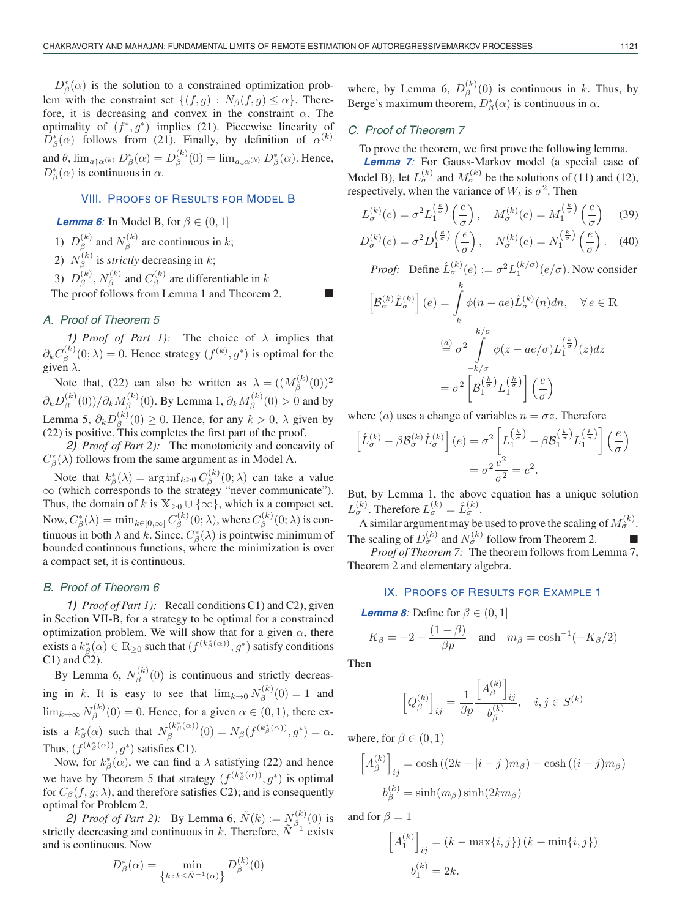$D^*_\beta(\alpha)$ is the solution to a constrained optimization problem with the constraint set $\{(f,g) : N_\beta(f,g) \le \alpha\}$. Therefore, it is decreasing and convex in the constraint $\alpha$. The optimality of $(f^*, g^*)$ implies (21). Piecewise linearity of $D^*_\beta(\alpha)$ follows from (21). Finally, by definition of $\alpha^{(k)}$ and $\theta$, $\lim_{a\uparrow\alpha^{(k)}} D^*_\beta(\alpha) = D^{(k)}_\beta(0) = \lim_{a\downarrow\alpha^{(k)}} D^*_\beta(\alpha)$. Hence, $D^*_\beta(\alpha)$ is continuous in $\alpha$.

## VIII. Proofs of Results for Model B

***Lemma 6:*** In Model B, for $\beta \in (0,1]$

1) $D^{(k)}_\beta$ and $N^{(k)}_\beta$ are continuous in $k$;
2) $N^{(k)}_\beta$ is *strictly* decreasing in $k$;
3) $D^{(k)}_\beta$, $N^{(k)}_\beta$ and $C^{(k)}_\beta$ are differentiable in $k$

The proof follows from Lemma 1 and Theorem 2. ∎

### A. Proof of Theorem 5

*1) Proof of Part 1):* The choice of $\lambda$ implies that $\partial_k C^{(k)}_\beta(0;\lambda) = 0$. Hence strategy $(f^{(k)}, g^*)$ is optimal for the given $\lambda$.

Note that, (22) can also be written as $\lambda = ((M^{(k)}_\beta(0))^2 \partial_k D^{(k)}_\beta(0))/\partial_k M^{(k)}_\beta(0)$. By Lemma 1, $\partial_k M^{(k)}_\beta(0) > 0$ and by Lemma 5, $\partial_k D^{(k)}_\beta(0) \ge 0$. Hence, for any $k > 0$, $\lambda$ given by (22) is positive. This completes the first part of the proof.

*2) Proof of Part 2):* The monotonicity and concavity of $C^*_\beta(\lambda)$ follows from the same argument as in Model A.

Note that $k^*_\beta(\lambda) = \arg\inf_{k\ge 0} C^{(k)}_\beta(0;\lambda)$ can take a value $\infty$ (which corresponds to the strategy "never communicate"). Thus, the domain of $k$ is $\mathbb{X}_{\ge 0} \cup \{\infty\}$, which is a compact set. Now, $C^*_\beta(\lambda) = \min_{k\in[0,\infty]} C^{(k)}_\beta(0;\lambda)$, where $C^{(k)}_\beta(0;\lambda)$ is continuous in both $\lambda$ and $k$. Since, $C^*_\beta(\lambda)$ is pointwise minimum of bounded continuous functions, where the minimization is over a compact set, it is continuous.

### B. Proof of Theorem 6

*1) Proof of Part 1):* Recall conditions C1) and C2), given in Section VII-B, for a strategy to be optimal for a constrained optimization problem. We will show that for a given $\alpha$, there exists a $k^*_\beta(\alpha) \in \mathbb{R}_{\ge 0}$ such that $(f^{(k^*_\beta(\alpha))}, g^*)$ satisfy conditions C1) and C2).

By Lemma 6, $N^{(k)}_\beta(0)$ is continuous and strictly decreasing in $k$. It is easy to see that $\lim_{k\to 0} N^{(k)}_\beta(0) = 1$ and $\lim_{k\to\infty} N^{(k)}_\beta(0) = 0$. Hence, for a given $\alpha \in (0,1)$, there exists a $k^*_\beta(\alpha)$ such that $N^{(k^*_\beta(\alpha))}_\beta(0) = N_\beta(f^{(k^*_\beta(\alpha))}, g^*) = \alpha$. Thus, $(f^{(k^*_\beta(\alpha))}, g^*)$ satisfies C1).

Now, for $k^*_\beta(\alpha)$, we can find a $\lambda$ satisfying (22) and hence we have by Theorem 5 that strategy $(f^{(k^*_\beta(\alpha))}, g^*)$ is optimal for $C_\beta(f, g; \lambda)$, and therefore satisfies C2); and is consequently optimal for Problem 2.

*2) Proof of Part 2):* By Lemma 6, $\tilde{N}(k) := N^{(k)}_\beta(0)$ is strictly decreasing and continuous in $k$. Therefore, $\tilde{N}^{-1}$ exists and is continuous. Now

$$D^*_\beta(\alpha) = \min_{\{k : k \le \tilde{N}^{-1}(\alpha)\}} D^{(k)}_\beta(0)$$

where, by Lemma 6, $D^{(k)}_\beta(0)$ is continuous in $k$. Thus, by Berge's maximum theorem, $D^*_\beta(\alpha)$ is continuous in $\alpha$.

### C. Proof of Theorem 7

To prove the theorem, we first prove the following lemma.

***Lemma 7:*** For Gauss-Markov model (a special case of Model B), let $L^{(k)}_\sigma$ and $M^{(k)}_\sigma$ be the solutions of (11) and (12), respectively, when the variance of $W_t$ is $\sigma^2$. Then

$$L^{(k)}_\sigma(e) = \sigma^2 L_1^{\left(\frac{k}{\sigma}\right)}\left(\frac{e}{\sigma}\right), \quad M^{(k)}_\sigma(e) = M_1^{\left(\frac{k}{\sigma}\right)}\left(\frac{e}{\sigma}\right) \tag{39}$$

$$D^{(k)}_\sigma(e) = \sigma^2 D_1^{\left(\frac{k}{\sigma}\right)}\left(\frac{e}{\sigma}\right), \quad N^{(k)}_\sigma(e) = N_1^{\left(\frac{k}{\sigma}\right)}\left(\frac{e}{\sigma}\right). \tag{40}$$

*Proof:* Define $\hat{L}^{(k)}_\sigma(e) := \sigma^2 L_1^{(k/\sigma)}(e/\sigma)$. Now consider

$$\begin{aligned}
\left[\mathcal{B}^{(k)}_\sigma \hat{L}^{(k)}_\sigma\right](e) &= \int_{-k}^{k} \phi(n - ae)\hat{L}^{(k)}_\sigma(n)dn, \quad \forall e \in \mathbb{R} \\
&\overset{(a)}{=} \sigma^2 \int_{-k/\sigma}^{k/\sigma} \phi(z - ae/\sigma) L_1^{\left(\frac{k}{\sigma}\right)}(z)dz \\
&= \sigma^2 \left[\mathcal{B}_1^{\left(\frac{k}{\sigma}\right)} L_1^{\left(\frac{k}{\sigma}\right)}\right]\left(\frac{e}{\sigma}\right)
\end{aligned}$$

where $(a)$ uses a change of variables $n = \sigma z$. Therefore

$$\begin{aligned}
\left[\hat{L}^{(k)}_\sigma - \beta\mathcal{B}^{(k)}_\sigma \hat{L}^{(k)}_\sigma\right](e) &= \sigma^2 \left[L_1^{\left(\frac{k}{\sigma}\right)} - \beta\mathcal{B}_1^{\left(\frac{k}{\sigma}\right)} L_1^{\left(\frac{k}{\sigma}\right)}\right]\left(\frac{e}{\sigma}\right) \\
&= \sigma^2 \frac{e^2}{\sigma^2} = e^2.
\end{aligned}$$

But, by Lemma 1, the above equation has a unique solution $L^{(k)}_\sigma$. Therefore $L^{(k)}_\sigma = \hat{L}^{(k)}_\sigma$.

A similar argument may be used to prove the scaling of $M^{(k)}_\sigma$. The scaling of $D^{(k)}_\sigma$ and $N^{(k)}_\sigma$ follow from Theorem 2. ∎

*Proof of Theorem 7:* The theorem follows from Lemma 7, Theorem 2 and elementary algebra.

## IX. Proofs of Results for Example 1

***Lemma 8:*** Define for $\beta \in (0,1]$

$$K_\beta = -2 - \frac{(1-\beta)}{\beta p} \quad \text{and} \quad m_\beta = \cosh^{-1}(-K_\beta/2)$$

Then

$$\left[Q^{(k)}_\beta\right]_{ij} = \frac{1}{\beta p}\frac{\left[A^{(k)}_\beta\right]_{ij}}{b^{(k)}_\beta}, \quad i,j \in S^{(k)}$$

where, for $\beta \in (0,1)$

$$\left[A^{(k)}_\beta\right]_{ij} = \cosh\left((2k - |i-j|)m_\beta\right) - \cosh\left((i+j)m_\beta\right)$$

$$b^{(k)}_\beta = \sinh(m_\beta)\sinh(2km_\beta)$$

and for $\beta = 1$

$$\left[A^{(k)}_1\right]_{ij} = (k - \max\{i,j\})(k + \min\{i,j\})$$

$$b^{(k)}_1 = 2k.$$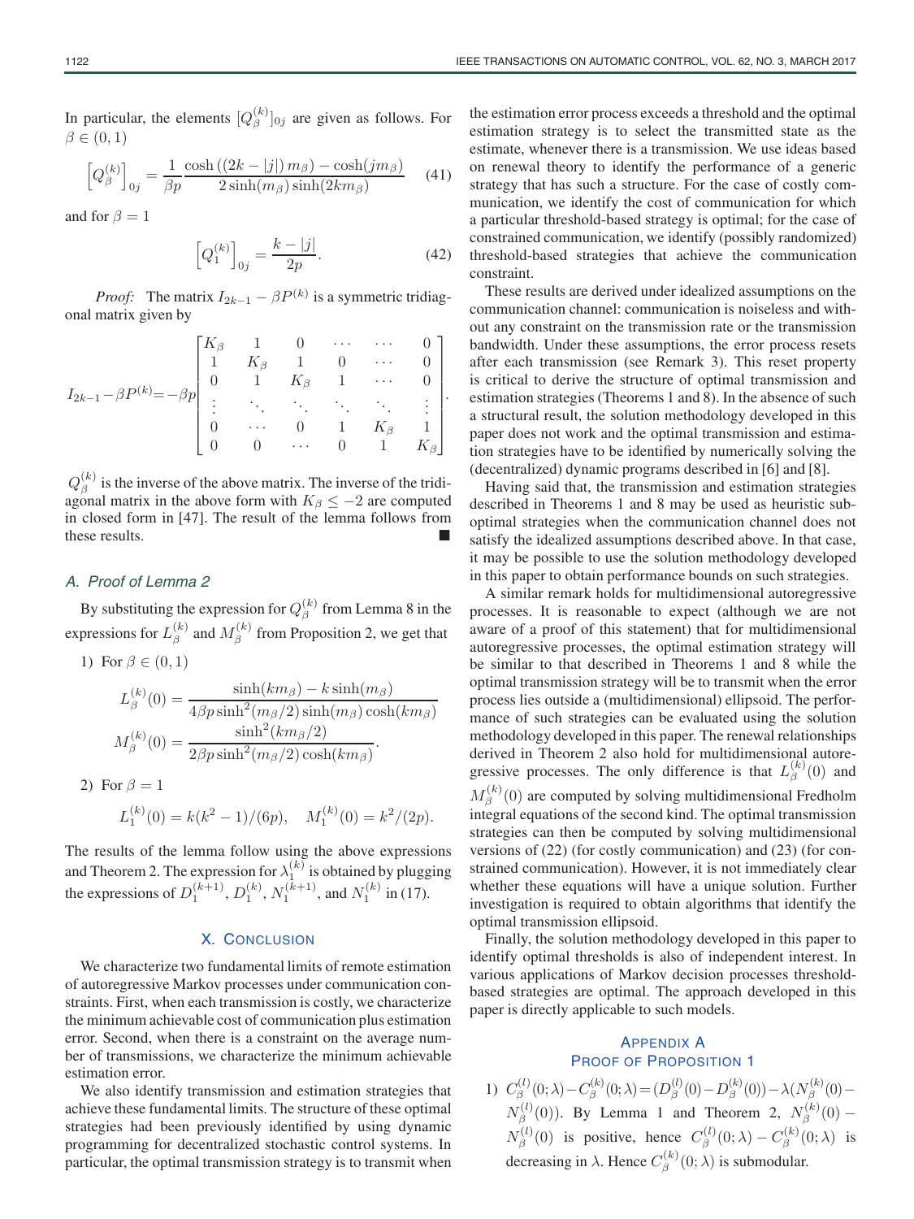In particular, the elements $[Q_\beta^{(k)}]_{0j}$ are given as follows. For $\beta \in (0,1)$

$$\left[Q_\beta^{(k)}\right]_{0j} = \frac{1}{\beta p} \frac{\cosh\left((2k - |j|)\, m_\beta\right) - \cosh(j m_\beta)}{2\sinh(m_\beta)\sinh(2k m_\beta)} \tag{41}$$

and for $\beta = 1$

$$\left[Q_1^{(k)}\right]_{0j} = \frac{k - |j|}{2p}. \tag{42}$$

*Proof:* The matrix $I_{2k-1} - \beta P^{(k)}$ is a symmetric tridiagonal matrix given by

$$I_{2k-1} - \beta P^{(k)} = -\beta p \begin{bmatrix} K_\beta & 1 & 0 & \cdots & \cdots & 0 \\ 1 & K_\beta & 1 & 0 & \cdots & 0 \\ 0 & 1 & K_\beta & 1 & \cdots & 0 \\ \vdots & \ddots & \ddots & \ddots & \ddots & \vdots \\ 0 & \cdots & 0 & 1 & K_\beta & 1 \\ 0 & 0 & \cdots & 0 & 1 & K_\beta \end{bmatrix}.$$

$Q_\beta^{(k)}$ is the inverse of the above matrix. The inverse of the tridiagonal matrix in the above form with $K_\beta \le -2$ are computed in closed form in [47]. The result of the lemma follows from these results. ∎

### A. Proof of Lemma 2

By substituting the expression for $Q_\beta^{(k)}$ from Lemma 8 in the expressions for $L_\beta^{(k)}$ and $M_\beta^{(k)}$ from Proposition 2, we get that

1) For $\beta \in (0,1)$

$$L_\beta^{(k)}(0) = \frac{\sinh(k m_\beta) - k\sinh(m_\beta)}{4\beta p \sinh^2(m_\beta/2)\sinh(m_\beta)\cosh(k m_\beta)}$$
$$M_\beta^{(k)}(0) = \frac{\sinh^2(k m_\beta/2)}{2\beta p \sinh^2(m_\beta/2)\cosh(k m_\beta)}.$$

2) For $\beta = 1$

$$L_1^{(k)}(0) = k(k^2-1)/(6p), \quad M_1^{(k)}(0) = k^2/(2p).$$

The results of the lemma follow using the above expressions and Theorem 2. The expression for $\lambda_1^{(k)}$ is obtained by plugging the expressions of $D_1^{(k+1)}$, $D_1^{(k)}$, $N_1^{(k+1)}$, and $N_1^{(k)}$ in (17).

## X. Conclusion

We characterize two fundamental limits of remote estimation of autoregressive Markov processes under communication constraints. First, when each transmission is costly, we characterize the minimum achievable cost of communication plus estimation error. Second, when there is a constraint on the average number of transmissions, we characterize the minimum achievable estimation error.

We also identify transmission and estimation strategies that achieve these fundamental limits. The structure of these optimal strategies had been previously identified by using dynamic programming for decentralized stochastic control systems. In particular, the optimal transmission strategy is to transmit when the estimation error process exceeds a threshold and the optimal estimation strategy is to select the transmitted state as the estimate, whenever there is a transmission. We use ideas based on renewal theory to identify the performance of a generic strategy that has such a structure. For the case of costly communication, we identify the cost of communication for which a particular threshold-based strategy is optimal; for the case of constrained communication, we identify (possibly randomized) threshold-based strategies that achieve the communication constraint.

These results are derived under idealized assumptions on the communication channel: communication is noiseless and without any constraint on the transmission rate or the transmission bandwidth. Under these assumptions, the error process resets after each transmission (see Remark 3). This reset property is critical to derive the structure of optimal transmission and estimation strategies (Theorems 1 and 8). In the absence of such a structural result, the solution methodology developed in this paper does not work and the optimal transmission and estimation strategies have to be identified by numerically solving the (decentralized) dynamic programs described in [6] and [8].

Having said that, the transmission and estimation strategies described in Theorems 1 and 8 may be used as heuristic suboptimal strategies when the communication channel does not satisfy the idealized assumptions described above. In that case, it may be possible to use the solution methodology developed in this paper to obtain performance bounds on such strategies.

A similar remark holds for multidimensional autoregressive processes. It is reasonable to expect (although we are not aware of a proof of this statement) that for multidimensional autoregressive processes, the optimal estimation strategy will be similar to that described in Theorems 1 and 8 while the optimal transmission strategy will be to transmit when the error process lies outside a (multidimensional) ellipsoid. The performance of such strategies can be evaluated using the solution methodology developed in this paper. The renewal relationships derived in Theorem 2 also hold for multidimensional autoregressive processes. The only difference is that $L_\beta^{(k)}(0)$ and $M_\beta^{(k)}(0)$ are computed by solving multidimensional Fredholm integral equations of the second kind. The optimal transmission strategies can then be computed by solving multidimensional versions of (22) (for costly communication) and (23) (for constrained communication). However, it is not immediately clear whether these equations will have a unique solution. Further investigation is required to obtain algorithms that identify the optimal transmission ellipsoid.

Finally, the solution methodology developed in this paper to identify optimal thresholds is also of independent interest. In various applications of Markov decision processes threshold-based strategies are optimal. The approach developed in this paper is directly applicable to such models.

## Appendix A
## Proof of Proposition 1

1) $C_\beta^{(l)}(0;\lambda) - C_\beta^{(k)}(0;\lambda) = (D_\beta^{(l)}(0) - D_\beta^{(k)}(0)) - \lambda(N_\beta^{(k)}(0) - N_\beta^{(l)}(0))$. By Lemma 1 and Theorem 2, $N_\beta^{(k)}(0) - N_\beta^{(l)}(0)$ is positive, hence $C_\beta^{(l)}(0;\lambda) - C_\beta^{(k)}(0;\lambda)$ is decreasing in $\lambda$. Hence $C_\beta^{(k)}(0;\lambda)$ is submodular.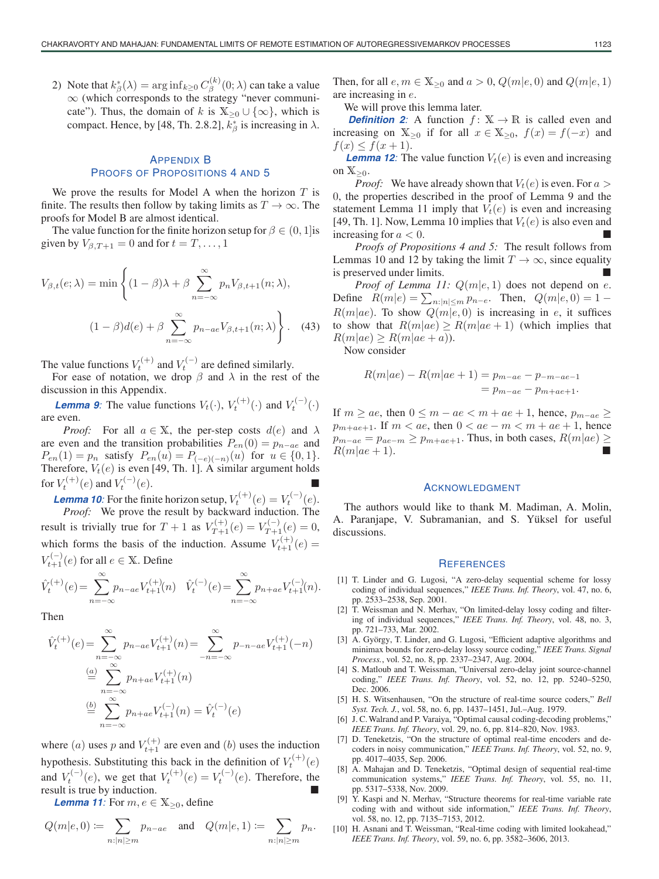2) Note that $k^*_\beta(\lambda) = \arg\inf_{k \geq 0} C^{(k)}_\beta(0; \lambda)$ can take a value $\infty$ (which corresponds to the strategy "never communicate"). Thus, the domain of $k$ is $\mathbb{X}_{\geq 0} \cup \{\infty\}$, which is compact. Hence, by [48, Th. 2.8.2], $k^*_\beta$ is increasing in $\lambda$.

## Appendix B
## Proofs of Propositions 4 and 5

We prove the results for Model A when the horizon $T$ is finite. The results then follow by taking limits as $T \to \infty$. The proofs for Model B are almost identical.

The value function for the finite horizon setup for $\beta \in (0, 1]$is given by $V_{\beta,T+1} = 0$ and for $t = T, \dots, 1$

$$V_{\beta,t}(e;\lambda) = \min\left\{(1-\beta)\lambda + \beta \sum_{n=-\infty}^{\infty} p_n V_{\beta,t+1}(n;\lambda),\right.$$
$$\left.(1-\beta)d(e) + \beta \sum_{n=-\infty}^{\infty} p_{n-ae} V_{\beta,t+1}(n;\lambda)\right\}. \quad (43)$$

The value functions $V^{(+)}_t$ and $V^{(-)}_t$ are defined similarly.

For ease of notation, we drop $\beta$ and $\lambda$ in the rest of the discussion in this Appendix.

***Lemma 9:*** The value functions $V_t(\cdot)$, $V^{(+)}_t(\cdot)$ and $V^{(-)}_t(\cdot)$ are even.

*Proof:* For all $a \in \mathbb{X}$, the per-step costs $d(e)$ and $\lambda$ are even and the transition probabilities $P_{en}(0) = p_{n-ae}$ and $P_{en}(1) = p_n$ satisfy $P_{en}(u) = P_{(-e)(-n)}(u)$ for $u \in \{0, 1\}$. Therefore, $V_t(e)$ is even [49, Th. 1]. A similar argument holds for $V^{(+)}_t(e)$ and $V^{(-)}_t(e)$. ∎

***Lemma 10:*** For the finite horizon setup, $V^{(+)}_t(e) = V^{(-)}_t(e)$.

*Proof:* We prove the result by backward induction. The result is trivially true for $T+1$ as $V^{(+)}_{T+1}(e) = V^{(-)}_{T+1}(e) = 0$, which forms the basis of the induction. Assume $V^{(+)}_{t+1}(e) = V^{(-)}_{t+1}(e)$ for all $e \in \mathbb{X}$. Define

$$\hat{V}^{(+)}_t(e) = \sum_{n=-\infty}^{\infty} p_{n-ae} V^{(+)}_{t+1}(n) \quad \hat{V}^{(-)}_t(e) = \sum_{n=-\infty}^{\infty} p_{n+ae} V^{(-)}_{t+1}(n).$$

Then

$$\hat{V}^{(+)}_t(e) = \sum_{n=-\infty}^{\infty} p_{n-ae} V^{(+)}_{t+1}(n) = \sum_{-n=-\infty}^{\infty} p_{-n-ae} V^{(+)}_{t+1}(-n)$$
$$\stackrel{(a)}{=} \sum_{n=-\infty}^{\infty} p_{n+ae} V^{(+)}_{t+1}(n)$$
$$\stackrel{(b)}{=} \sum_{n=-\infty}^{\infty} p_{n+ae} V^{(-)}_{t+1}(n) = \hat{V}^{(-)}_t(e)$$

where $(a)$ uses $p$ and $V^{(+)}_{t+1}$ are even and $(b)$ uses the induction hypothesis. Substituting this back in the definition of $V^{(+)}_t(e)$ and $V^{(-)}_t(e)$, we get that $V^{(+)}_t(e) = V^{(-)}_t(e)$. Therefore, the result is true by induction. ∎

***Lemma 11:*** For $m, e \in \mathbb{X}_{\geq 0}$, define

$$Q(m|e,0) := \sum_{n:|n|\geq m} p_{n-ae} \quad \text{and} \quad Q(m|e,1) := \sum_{n:|n|\geq m} p_n.$$

Then, for all $e, m \in \mathbb{X}_{\geq 0}$ and $a > 0$, $Q(m|e,0)$ and $Q(m|e,1)$ are increasing in $e$.

We will prove this lemma later.

***Definition 2:*** A function $f\colon \mathbb{X} \to \mathbb{R}$ is called even and increasing on $\mathbb{X}_{\geq 0}$ if for all $x \in \mathbb{X}_{\geq 0}$, $f(x) = f(-x)$ and $f(x) \leq f(x+1)$.

***Lemma 12:*** The value function $V_t(e)$ is even and increasing on $\mathbb{X}_{\geq 0}$.

*Proof:* We have already shown that $V_t(e)$ is even. For $a > 0$, the properties described in the proof of Lemma 9 and the statement Lemma 11 imply that $V_t(e)$ is even and increasing [49, Th. 1]. Now, Lemma 10 implies that $V_t(e)$ is also even and increasing for $a < 0$. ∎

*Proofs of Propositions 4 and 5:* The result follows from Lemmas 10 and 12 by taking the limit $T \to \infty$, since equality is preserved under limits. ∎

*Proof of Lemma 11:* $Q(m|e,1)$ does not depend on $e$. Define $R(m|e) = \sum_{n:|n|\leq m} p_{n-e}$. Then, $Q(m|e,0) = 1 - R(m|ae)$. To show $Q(m|e,0)$ is increasing in $e$, it suffices to show that $R(m|ae) \geq R(m|ae+1)$ (which implies that $R(m|ae) \geq R(m|ae+a)$).

Now consider

$$R(m|ae) - R(m|ae+1) = p_{m-ae} - p_{-m-ae-1}$$
$$= p_{m-ae} - p_{m+ae+1}.$$

If $m \geq ae$, then $0 \leq m - ae < m + ae + 1$, hence, $p_{m-ae} \geq p_{m+ae+1}$. If $m < ae$, then $0 < ae - m < m + ae + 1$, hence $p_{m-ae} = p_{ae-m} \geq p_{m+ae+1}$. Thus, in both cases, $R(m|ae) \geq R(m|ae+1)$. ∎

## Acknowledgment

The authors would like to thank M. Madiman, A. Molin, A. Paranjape, V. Subramanian, and S. Yüksel for useful discussions.

## References

[1] T. Linder and G. Lugosi, "A zero-delay sequential scheme for lossy coding of individual sequences," *IEEE Trans. Inf. Theory*, vol. 47, no. 6, pp. 2533–2538, Sep. 2001.

[2] T. Weissman and N. Merhav, "On limited-delay lossy coding and filtering of individual sequences," *IEEE Trans. Inf. Theory*, vol. 48, no. 3, pp. 721–733, Mar. 2002.

[3] A. György, T. Linder, and G. Lugosi, "Efficient adaptive algorithms and minimax bounds for zero-delay lossy source coding," *IEEE Trans. Signal Process.*, vol. 52, no. 8, pp. 2337–2347, Aug. 2004.

[4] S. Matloub and T. Weissman, "Universal zero-delay joint source-channel coding," *IEEE Trans. Inf. Theory*, vol. 52, no. 12, pp. 5240–5250, Dec. 2006.

[5] H. S. Witsenhausen, "On the structure of real-time source coders," *Bell Syst. Tech. J.*, vol. 58, no. 6, pp. 1437–1451, Jul.–Aug. 1979.

[6] J. C. Walrand and P. Varaiya, "Optimal causal coding-decoding problems," *IEEE Trans. Inf. Theory*, vol. 29, no. 6, pp. 814–820, Nov. 1983.

[7] D. Teneketzis, "On the structure of optimal real-time encoders and decoders in noisy communication," *IEEE Trans. Inf. Theory*, vol. 52, no. 9, pp. 4017–4035, Sep. 2006.

[8] A. Mahajan and D. Teneketzis, "Optimal design of sequential real-time communication systems," *IEEE Trans. Inf. Theory*, vol. 55, no. 11, pp. 5317–5338, Nov. 2009.

[9] Y. Kaspi and N. Merhav, "Structure theorems for real-time variable rate coding with and without side information," *IEEE Trans. Inf. Theory*, vol. 58, no. 12, pp. 7135–7153, 2012.

[10] H. Asnani and T. Weissman, "Real-time coding with limited lookahead," *IEEE Trans. Inf. Theory*, vol. 59, no. 6, pp. 3582–3606, 2013.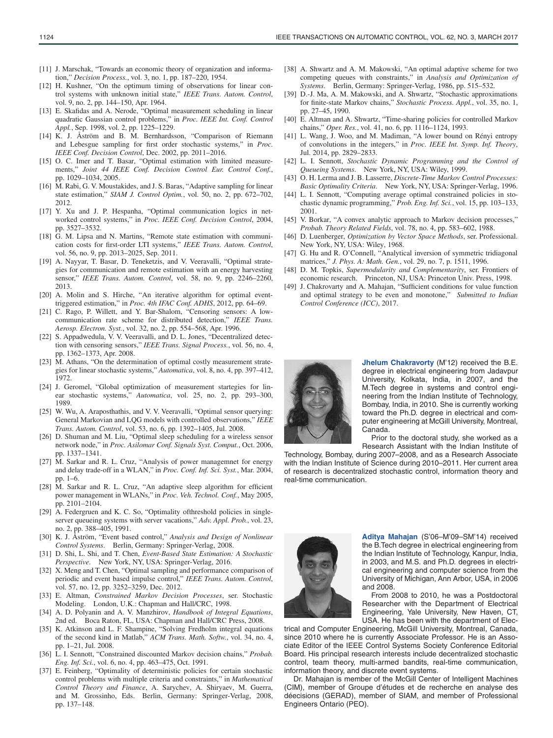[11] J. Marschak, "Towards an economic theory of organization and information," *Decision Process.*, vol. 3, no. 1, pp. 187–220, 1954.

[12] H. Kushner, "On the optimum timing of observations for linear control systems with unknown initial state," *IEEE Trans. Autom. Control*, vol. 9, no. 2, pp. 144–150, Apr. 1964.

[13] E. Skafidas and A. Nerode, "Optimal measurement scheduling in linear quadratic Gaussian control problems," in *Proc. IEEE Int. Conf. Control Appl.*, Sep. 1998, vol. 2, pp. 1225–1229.

[14] K. J. Åström and B. M. Bernhardsson, "Comparison of Riemann and Lebesgue sampling for first order stochastic systems," in *Proc. IEEE Conf. Decision Control*, Dec. 2002, pp. 2011–2016.

[15] O. C. Imer and T. Basar, "Optimal estimation with limited measurements," *Joint 44 IEEE Conf. Decision Control Eur. Control Conf.*, pp. 1029–1034, 2005.

[16] M. Rabi, G. V. Moustakides, and J. S. Baras, "Adaptive sampling for linear state estimation," *SIAM J. Control Optim.*, vol. 50, no. 2, pp. 672–702, 2012.

[17] Y. Xu and J. P. Hespanha, "Optimal communication logics in networked control systems," in *Proc. IEEE Conf. Decision Control*, 2004, pp. 3527–3532.

[18] G. M. Lipsa and N. Martins, "Remote state estimation with communication costs for first-order LTI systems," *IEEE Trans. Autom. Control*, vol. 56, no. 9, pp. 2013–2025, Sep. 2011.

[19] A. Nayyar, T. Basar, D. Teneketzis, and V. Veeravalli, "Optimal strategies for communication and remote estimation with an energy harvesting sensor," *IEEE Trans. Autom. Control*, vol. 58, no. 9, pp. 2246–2260, 2013.

[20] A. Molin and S. Hirche, "An iterative algorithm for optimal event-triggered estimation," in *Proc. 4th IFAC Conf. ADHS*, 2012, pp. 64–69.

[21] C. Rago, P. Willett, and Y. Bar-Shalom, "Censoring sensors: A low-communication rate scheme for distributed detection," *IEEE Trans. Aerosp. Electron. Syst.*, vol. 32, no. 2, pp. 554–568, Apr. 1996.

[22] S. Appadwedula, V. V. Veeravalli, and D. L. Jones, "Decentralized detection with censoring sensors," *IEEE Trans. Signal Process.*, vol. 56, no. 4, pp. 1362–1373, Apr. 2008.

[23] M. Athans, "On the determination of optimal costly measurement strategies for linear stochastic systems," *Automatica*, vol. 8, no. 4, pp. 397–412, 1972.

[24] J. Geromel, "Global optimization of measurement startegies for linear stochastic systems," *Automatica*, vol. 25, no. 2, pp. 293–300, 1989.

[25] W. Wu, A. Araposthathis, and V. V. Veeravalli, "Optimal sensor querying: General Markovian and LQG models with controlled observations," *IEEE Trans. Autom. Control*, vol. 53, no. 6, pp. 1392–1405, Jul. 2008.

[26] D. Shuman and M. Liu, "Optimal sleep scheduling for a wireless sensor network node," in *Proc. Asilomar Conf. Signals Syst. Comput.*, Oct. 2006, pp. 1337–1341.

[27] M. Sarkar and R. L. Cruz, "Analysis of power managemnet for energy and delay trade-off in a WLAN," in *Proc. Conf. Inf. Sci. Syst.*, Mar. 2004, pp. 1–6.

[28] M. Sarkar and R. L. Cruz, "An adaptive sleep algorithm for efficient power management in WLANs," in *Proc. Veh. Technol. Conf.*, May 2005, pp. 2101–2104.

[29] A. Federgruen and K. C. So, "Optimality ofthreshold policies in single-server queueing systems with server vacations," *Adv. Appl. Prob.*, vol. 23, no. 2, pp. 388–405, 1991.

[30] K. J. Åström, "Event based control," *Analysis and Design of Nonlinear Control Systems*. Berlin, Germany: Springer-Verlag, 2008.

[31] D. Shi, L. Shi, and T. Chen, *Event-Based State Estimation: A Stochastic Perspective*. New York, NY, USA: Springer-Verlag, 2016.

[32] X. Meng and T. Chen, "Optimal sampling and performance comparison of periodic and event based impulse control," *IEEE Trans. Autom. Control*, vol. 57, no. 12, pp. 3252–3259, Dec. 2012.

[33] E. Altman, *Constrained Markov Decision Processes*, ser. Stochastic Modeling. London, U.K.: Chapman and Hall/CRC, 1998.

[34] A. D. Polyanin and A. V. Manzhirov, *Handbook of Integral Equations*, 2nd ed. Boca Raton, FL, USA: Chapman and Hall/CRC Press, 2008.

[35] K. Atkinson and L. F. Shampine, "Solving Fredholm integral equations of the second kind in Matlab," *ACM Trans. Math. Softw.*, vol. 34, no. 4, pp. 1–21, Jul. 2008.

[36] L. I. Sennott, "Constrained discounted Markov decision chains," *Probab. Eng. Inf. Sci.*, vol. 6, no. 4, pp. 463–475, Oct. 1991.

[37] E. Feinberg, "Optimality of deterministic policies for certain stochastic control problems with multiple criteria and constraints," in *Mathematical Control Theory and Finance*, A. Sarychev, A. Shiryaev, M. Guerra, and M. Grossinho, Eds. Berlin, Germany: Springer-Verlag, 2008, pp. 137–148.

[38] A. Shwartz and A. M. Makowski, "An optimal adaptive scheme for two competing queues with constraints," in *Analysis and Optimization of Systems*. Berlin, Germany: Springer-Verlag, 1986, pp. 515–532.

[39] D.-J. Ma, A. M. Makowski, and A. Shwartz, "Stochastic approximations for finite-state Markov chains," *Stochastic Process. Appl.*, vol. 35, no. 1, pp. 27–45, 1990.

[40] E. Altman and A. Shwartz, "Time-sharing policies for controlled Markov chains," *Oper. Res.*, vol. 41, no. 6, pp. 1116–1124, 1993.

[41] L. Wang, J. Woo, and M. Madiman, "A lower bound on Rényi entropy of convolutions in the integers," in *Proc. IEEE Int. Symp. Inf. Theory*, Jul. 2014, pp. 2829–2833.

[42] L. I. Sennott, *Stochastic Dynamic Programming and the Control of Queueing Systems*. New York, NY, USA: Wiley, 1999.

[43] O. H. Lerma and J. B. Lasserre, *Discrete-Time Markov Control Processes: Basic Optimality Criteria*. New York, NY, USA: Springer-Verlag, 1996.

[44] L. I. Sennott, "Computing average optimal constrained policies in stochastic dynamic programming," *Prob. Eng. Inf. Sci.*, vol. 15, pp. 103–133, 2001.

[45] V. Borkar, "A convex analytic approach to Markov decision processes," *Probab. Theory Related Fields*, vol. 78, no. 4, pp. 583–602, 1988.

[46] D. Luenberger, *Optimization by Vector Space Methods*, ser. Professional. New York, NY, USA: Wiley, 1968.

[47] G. Hu and R. O'Connell, "Analytical inversion of symmetric tridiagonal matrices," *J. Phys. A: Math. Gen.*, vol. 29, no. 7, p. 1511, 1996.

[48] D. M. Topkis, *Supermodularity and Complementarity*, ser. Frontiers of economic research. Princeton, NJ, USA: Princeton Univ. Press, 1998.

[49] J. Chakravorty and A. Mahajan, "Sufficient conditions for value function and optimal strategy to be even and monotone," *Submitted to Indian Control Conference (ICC)*, 2017.

**Jhelum Chakravorty** (M'12) received the B.E. degree in electrical engineering from Jadavpur University, Kolkata, India, in 2007, and the M.Tech degree in systems and control engineering from the Indian Institute of Technology, Bombay, India, in 2010. She is currently working toward the Ph.D. degree in electrical and computer engineering at McGill University, Montreal, Canada.

Prior to the doctoral study, she worked as a Research Assistant with the Indian Institute of Technology, Bombay, during 2007–2008, and as a Research Associate with the Indian Institute of Science during 2010–2011. Her current area of research is decentralized stochastic control, information theory and real-time communication.

**Aditya Mahajan** (S'06–M'09–SM'14) received the B.Tech degree in electrical engineering from the Indian Institute of Technology, Kanpur, India, in 2003, and M.S. and Ph.D. degrees in electrical engineering and computer science from the University of Michigan, Ann Arbor, USA, in 2006 and 2008.

From 2008 to 2010, he was a Postdoctoral Researcher with the Department of Electrical Engineering, Yale University, New Haven, CT, USA. He has been with the department of Electrical and Computer Engineering, McGill University, Montreal, Canada, since 2010 where he is currently Associate Professor. He is an Associate Editor of the IEEE Control Systems Society Conference Editorial Board. His principal research interests include decentralized stochastic control, team theory, multi-armed bandits, real-time communication, information theory, and discrete event systems.

Dr. Mahajan is member of the McGill Center of Intelligent Machines (CIM), member of Groupe d'études et de recherche en analyse des déecisions (GERAD), member of SIAM, and member of Professional Engineers Ontario (PEO).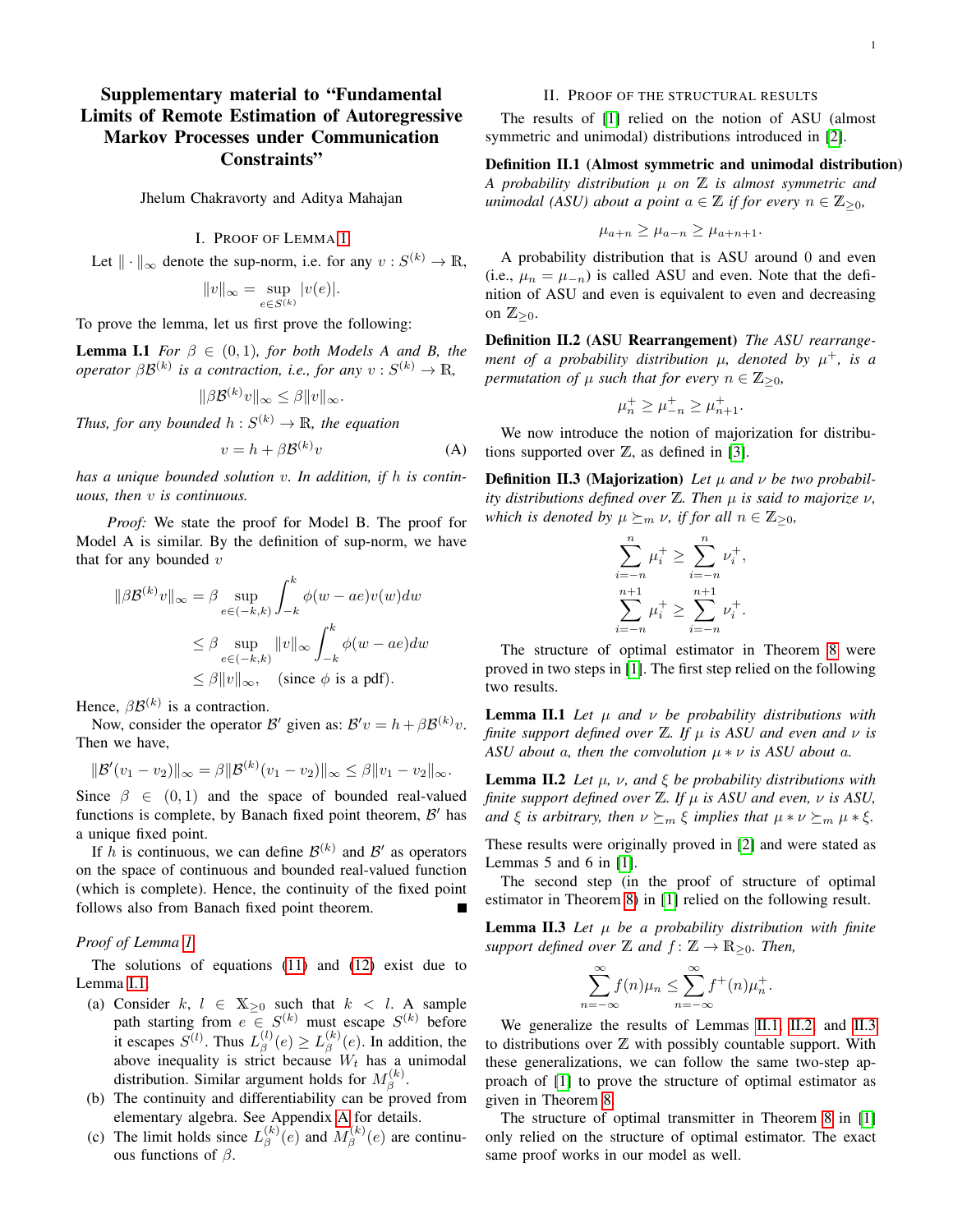# Supplementary material to "Fundamental Limits of Remote Estimation of Autoregressive Markov Processes under Communication Constraints"

Jhelum Chakravorty and Aditya Mahajan

## I. Proof of Lemma 1

Let $\|\cdot\|_\infty$ denote the sup-norm, i.e. for any $v : S^{(k)} \to \mathbb{R}$,

$$\|v\|_\infty = \sup_{e \in S^{(k)}} |v(e)|.$$

To prove the lemma, let us first prove the following:

**Lemma I.1** *For $\beta \in (0,1)$, for both Models A and B, the operator $\beta\mathcal{B}^{(k)}$ is a contraction, i.e., for any $v : S^{(k)} \to \mathbb{R}$,*

$$\|\beta\mathcal{B}^{(k)}v\|_\infty \le \beta\|v\|_\infty.$$

*Thus, for any bounded $h : S^{(k)} \to \mathbb{R}$, the equation*

$$v = h + \beta\mathcal{B}^{(k)}v \tag{A}$$

*has a unique bounded solution $v$. In addition, if $h$ is continuous, then $v$ is continuous.*

*Proof:* We state the proof for Model B. The proof for Model A is similar. By the definition of sup-norm, we have that for any bounded $v$

$$\begin{aligned}
\|\beta\mathcal{B}^{(k)}v\|_\infty &= \beta \sup_{e\in(-k,k)} \int_{-k}^{k} \phi(w - ae)v(w)dw \\
&\le \beta \sup_{e\in(-k,k)} \|v\|_\infty \int_{-k}^{k} \phi(w - ae)dw \\
&\le \beta\|v\|_\infty, \quad \text{(since } \phi \text{ is a pdf).}
\end{aligned}$$

Hence, $\beta\mathcal{B}^{(k)}$ is a contraction.

Now, consider the operator $\mathcal{B}'$ given as: $\mathcal{B}'v = h + \beta\mathcal{B}^{(k)}v$. Then we have,

$$\|\mathcal{B}'(v_1 - v_2)\|_\infty = \beta\|\mathcal{B}^{(k)}(v_1 - v_2)\|_\infty \le \beta\|v_1 - v_2\|_\infty.$$

Since $\beta \in (0,1)$ and the space of bounded real-valued functions is complete, by Banach fixed point theorem, $\mathcal{B}'$ has a unique fixed point.

If $h$ is continuous, we can define $\mathcal{B}^{(k)}$ and $\mathcal{B}'$ as operators on the space of continuous and bounded real-valued function (which is complete). Hence, the continuity of the fixed point follows also from Banach fixed point theorem. ∎

*Proof of Lemma 1*

The solutions of equations (11) and (12) exist due to Lemma I.1.

(a) Consider $k$, $l \in \mathbb{X}_{\ge 0}$ such that $k < l$. A sample path starting from $e \in S^{(k)}$ must escape $S^{(k)}$ before it escapes $S^{(l)}$. Thus $L^{(l)}_\beta(e) \ge L^{(k)}_\beta(e)$. In addition, the above inequality is strict because $W_t$ has a unimodal distribution. Similar argument holds for $M^{(k)}_\beta$.

(b) The continuity and differentiability can be proved from elementary algebra. See Appendix A for details.

(c) The limit holds since $L^{(k)}_\beta(e)$ and $M^{(k)}_\beta(e)$ are continuous functions of $\beta$.

## II. Proof of the structural results

The results of [1] relied on the notion of ASU (almost symmetric and unimodal) distributions introduced in [2].

**Definition II.1 (Almost symmetric and unimodal distribution)** *A probability distribution $\mu$ on $\mathbb{Z}$ is almost symmetric and unimodal (ASU) about a point $a \in \mathbb{Z}$ if for every $n \in \mathbb{Z}_{\ge 0}$,*

$$\mu_{a+n} \ge \mu_{a-n} \ge \mu_{a+n+1}.$$

A probability distribution that is ASU around 0 and even (i.e., $\mu_n = \mu_{-n}$) is called ASU and even. Note that the definition of ASU and even is equivalent to even and decreasing on $\mathbb{Z}_{\ge 0}$.

**Definition II.2 (ASU Rearrangement)** *The ASU rearrangement of a probability distribution $\mu$, denoted by $\mu^+$, is a permutation of $\mu$ such that for every $n \in \mathbb{Z}_{\ge 0}$,*

$$\mu^+_n \ge \mu^+_{-n} \ge \mu^+_{n+1}.$$

We now introduce the notion of majorization for distributions supported over $\mathbb{Z}$, as defined in [3].

**Definition II.3 (Majorization)** *Let $\mu$ and $\nu$ be two probability distributions defined over $\mathbb{Z}$. Then $\mu$ is said to majorize $\nu$, which is denoted by $\mu \succeq_m \nu$, if for all $n \in \mathbb{Z}_{\ge 0}$,*

$$\sum_{i=-n}^{n} \mu^+_i \ge \sum_{i=-n}^{n} \nu^+_i,$$

$$\sum_{i=-n}^{n+1} \mu^+_i \ge \sum_{i=-n}^{n+1} \nu^+_i.$$

The structure of optimal estimator in Theorem 8 were proved in two steps in [1]. The first step relied on the following two results.

**Lemma II.1** *Let $\mu$ and $\nu$ be probability distributions with finite support defined over $\mathbb{Z}$. If $\mu$ is ASU and even and $\nu$ is ASU about $a$, then the convolution $\mu * \nu$ is ASU about $a$.*

**Lemma II.2** *Let $\mu$, $\nu$, and $\xi$ be probability distributions with finite support defined over $\mathbb{Z}$. If $\mu$ is ASU and even, $\nu$ is ASU, and $\xi$ is arbitrary, then $\nu \succeq_m \xi$ implies that $\mu * \nu \succeq_m \mu * \xi$.*

These results were originally proved in [2] and were stated as Lemmas 5 and 6 in [1].

The second step (in the proof of structure of optimal estimator in Theorem 8) in [1] relied on the following result.

**Lemma II.3** *Let $\mu$ be a probability distribution with finite support defined over $\mathbb{Z}$ and $f : \mathbb{Z} \to \mathbb{R}_{\ge 0}$. Then,*

$$\sum_{n=-\infty}^{\infty} f(n)\mu_n \le \sum_{n=-\infty}^{\infty} f^+(n)\mu^+_n.$$

We generalize the results of Lemmas II.1, II.2, and II.3 to distributions over $\mathbb{Z}$ with possibly countable support. With these generalizations, we can follow the same two-step approach of [1] to prove the structure of optimal estimator as given in Theorem 8.

The structure of optimal transmitter in Theorem 8 in [1] only relied on the structure of optimal estimator. The exact same proof works in our model as well.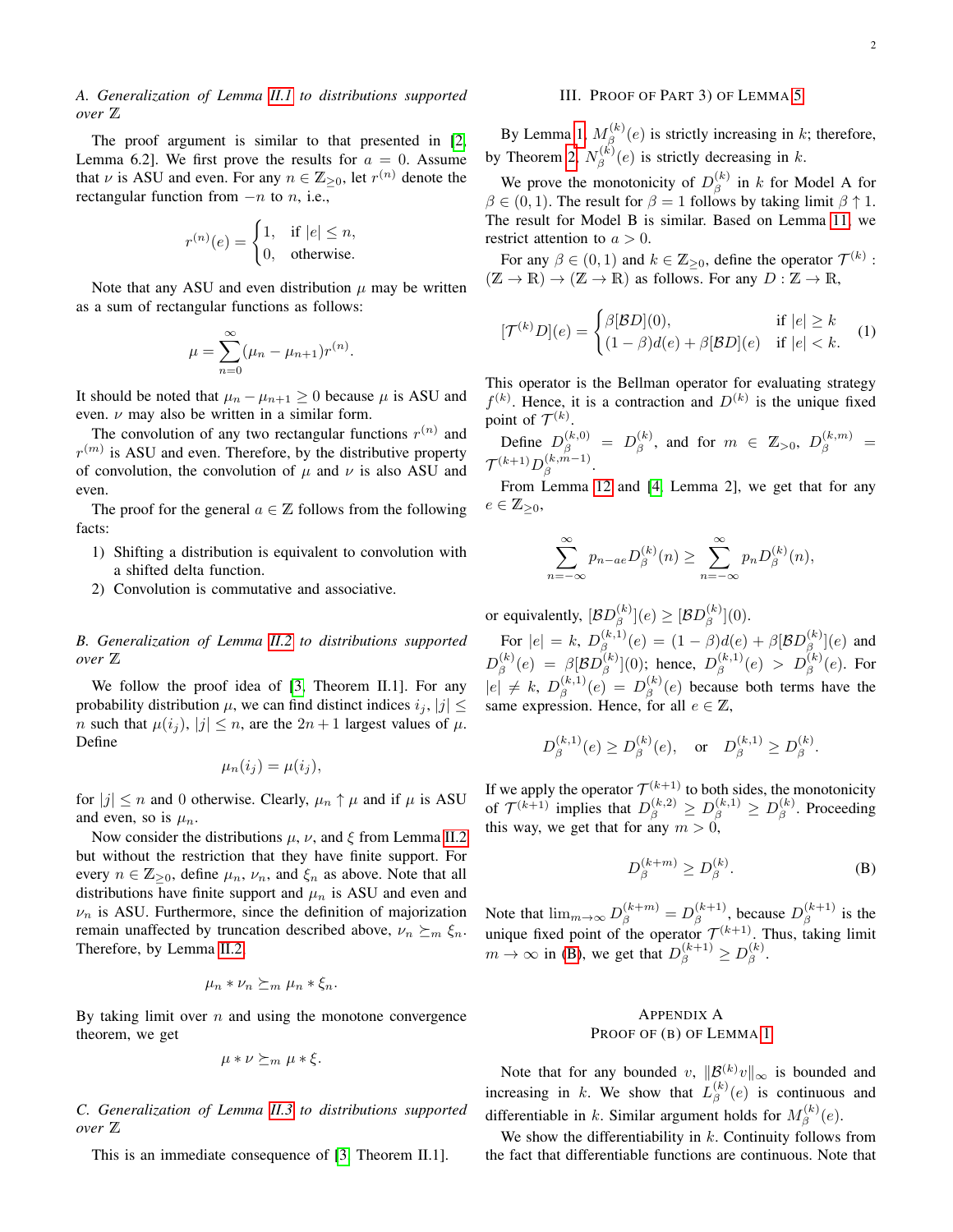### A. Generalization of Lemma II.1 to distributions supported over $\mathbb{Z}$

The proof argument is similar to that presented in [2, Lemma 6.2]. We first prove the results for $a = 0$. Assume that $\nu$ is ASU and even. For any $n \in \mathbb{Z}_{\geq 0}$, let $r^{(n)}$ denote the rectangular function from $-n$ to $n$, i.e.,

$$r^{(n)}(e) = \begin{cases} 1, & \text{if } |e| \leq n, \\ 0, & \text{otherwise.} \end{cases}$$

Note that any ASU and even distribution $\mu$ may be written as a sum of rectangular functions as follows:

$$\mu = \sum_{n=0}^{\infty} (\mu_n - \mu_{n+1}) r^{(n)}.$$

It should be noted that $\mu_n - \mu_{n+1} \geq 0$ because $\mu$ is ASU and even. $\nu$ may also be written in a similar form.

The convolution of any two rectangular functions $r^{(n)}$ and $r^{(m)}$ is ASU and even. Therefore, by the distributive property of convolution, the convolution of $\mu$ and $\nu$ is also ASU and even.

The proof for the general $a \in \mathbb{Z}$ follows from the following facts:

1) Shifting a distribution is equivalent to convolution with a shifted delta function.
2) Convolution is commutative and associative.

### B. Generalization of Lemma II.2 to distributions supported over $\mathbb{Z}$

We follow the proof idea of [3, Theorem II.1]. For any probability distribution $\mu$, we can find distinct indices $i_j$, $|j| \leq n$ such that $\mu(i_j)$, $|j| \leq n$, are the $2n + 1$ largest values of $\mu$. Define

$$\mu_n(i_j) = \mu(i_j),$$

for $|j| \leq n$ and 0 otherwise. Clearly, $\mu_n \uparrow \mu$ and if $\mu$ is ASU and even, so is $\mu_n$.

Now consider the distributions $\mu$, $\nu$, and $\xi$ from Lemma II.2 but without the restriction that they have finite support. For every $n \in \mathbb{Z}_{\geq 0}$, define $\mu_n$, $\nu_n$, and $\xi_n$ as above. Note that all distributions have finite support and $\mu_n$ is ASU and even and $\nu_n$ is ASU. Furthermore, since the definition of majorization remain unaffected by truncation described above, $\nu_n \succeq_m \xi_n$. Therefore, by Lemma II.2

$$\mu_n * \nu_n \succeq_m \mu_n * \xi_n.$$

By taking limit over $n$ and using the monotone convergence theorem, we get

$$\mu * \nu \succeq_m \mu * \xi.$$

### C. Generalization of Lemma II.3 to distributions supported over $\mathbb{Z}$

This is an immediate consequence of [3, Theorem II.1].

## III. Proof of Part 3) of Lemma 5

By Lemma 1, $M_\beta^{(k)}(e)$ is strictly increasing in $k$; therefore, by Theorem 2, $N_\beta^{(k)}(e)$ is strictly decreasing in $k$.

We prove the monotonicity of $D_\beta^{(k)}$ in $k$ for Model A for $\beta \in (0, 1)$. The result for $\beta = 1$ follows by taking limit $\beta \uparrow 1$. The result for Model B is similar. Based on Lemma 11, we restrict attention to $a > 0$.

For any $\beta \in (0, 1)$ and $k \in \mathbb{Z}_{\geq 0}$, define the operator $\mathcal{T}^{(k)} : (\mathbb{Z} \to \mathbb{R}) \to (\mathbb{Z} \to \mathbb{R})$ as follows. For any $D : \mathbb{Z} \to \mathbb{R}$,

$$[\mathcal{T}^{(k)} D](e) = \begin{cases} \beta[\mathcal{B}D](0), & \text{if } |e| \geq k \\ (1-\beta)d(e) + \beta[\mathcal{B}D](e) & \text{if } |e| < k. \end{cases} \tag{1}$$

This operator is the Bellman operator for evaluating strategy $f^{(k)}$. Hence, it is a contraction and $D^{(k)}$ is the unique fixed point of $\mathcal{T}^{(k)}$.

Define $D_\beta^{(k,0)} = D_\beta^{(k)}$, and for $m \in \mathbb{Z}_{>0}$, $D_\beta^{(k,m)} = \mathcal{T}^{(k+1)} D_\beta^{(k,m-1)}$.

From Lemma 12 and [4, Lemma 2], we get that for any $e \in \mathbb{Z}_{\geq 0}$,

$$\sum_{n=-\infty}^{\infty} p_{n-ae} D_\beta^{(k)}(n) \geq \sum_{n=-\infty}^{\infty} p_n D_\beta^{(k)}(n),$$

or equivalently, $[\mathcal{B}D_\beta^{(k)}](e) \geq [\mathcal{B}D_\beta^{(k)}](0)$.

For $|e| = k$, $D_\beta^{(k,1)}(e) = (1-\beta)d(e) + \beta[\mathcal{B}D_\beta^{(k)}](e)$ and $D_\beta^{(k)}(e) = \beta[\mathcal{B}D_\beta^{(k)}](0)$; hence, $D_\beta^{(k,1)}(e) > D_\beta^{(k)}(e)$. For $|e| \neq k$, $D_\beta^{(k,1)}(e) = D_\beta^{(k)}(e)$ because both terms have the same expression. Hence, for all $e \in \mathbb{Z}$,

$$D_\beta^{(k,1)}(e) \geq D_\beta^{(k)}(e), \quad \text{or} \quad D_\beta^{(k,1)} \geq D_\beta^{(k)}.$$

If we apply the operator $\mathcal{T}^{(k+1)}$ to both sides, the monotonicity of $\mathcal{T}^{(k+1)}$ implies that $D_\beta^{(k,2)} \geq D_\beta^{(k,1)} \geq D_\beta^{(k)}$. Proceeding this way, we get that for any $m > 0$,

$$D_\beta^{(k+m)} \geq D_\beta^{(k)}. \tag{B}$$

Note that $\lim_{m\to\infty} D_\beta^{(k+m)} = D_\beta^{(k+1)}$, because $D_\beta^{(k+1)}$ is the unique fixed point of the operator $\mathcal{T}^{(k+1)}$. Thus, taking limit $m \to \infty$ in (B), we get that $D_\beta^{(k+1)} \geq D_\beta^{(k)}$.

## Appendix A
## Proof of (b) of Lemma 1

Note that for any bounded $v$, $\|\mathcal{B}^{(k)} v\|_\infty$ is bounded and increasing in $k$. We show that $L_\beta^{(k)}(e)$ is continuous and differentiable in $k$. Similar argument holds for $M_\beta^{(k)}(e)$.

We show the differentiability in $k$. Continuity follows from the fact that differentiable functions are continuous. Note that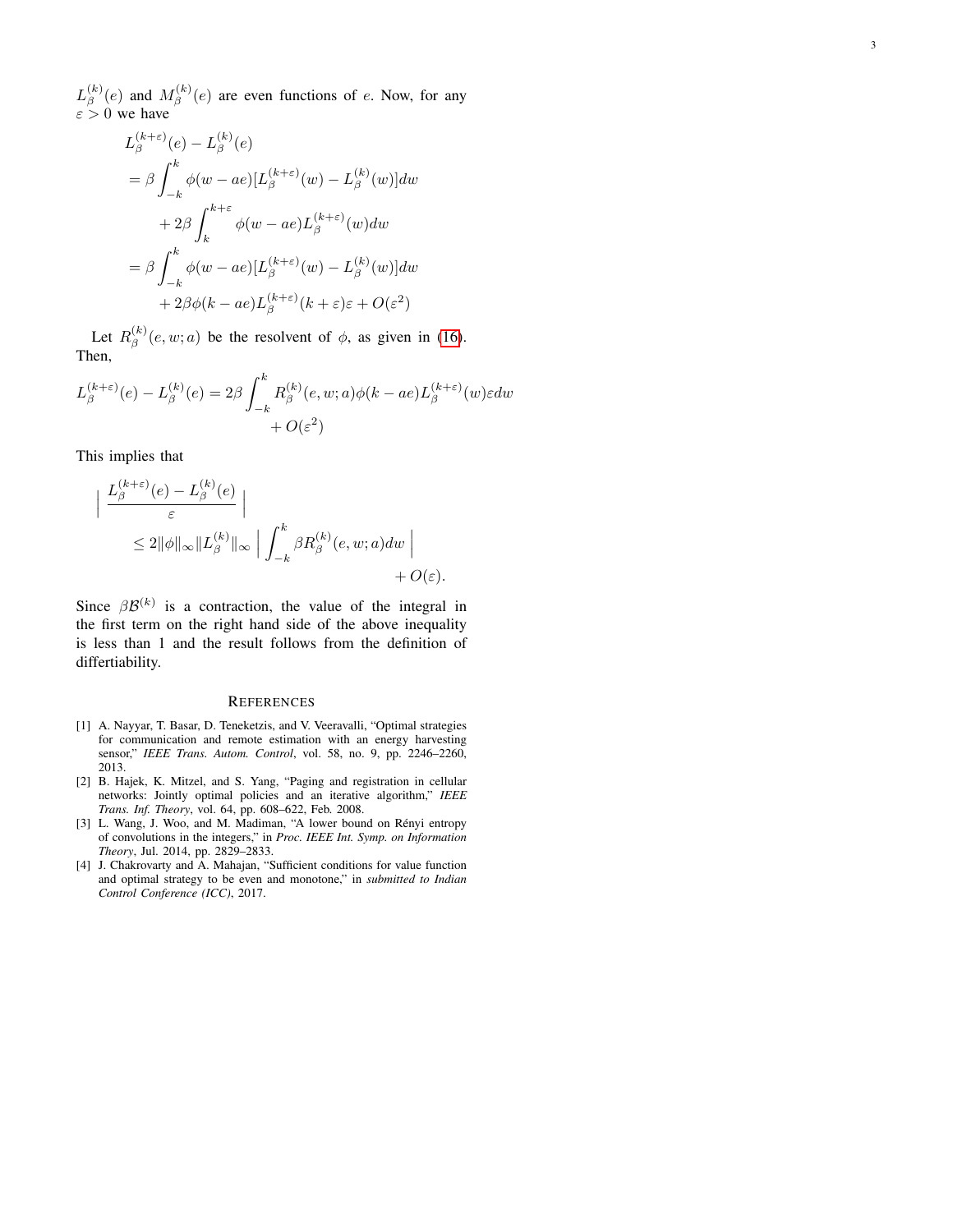$L_\beta^{(k)}(e)$ and $M_\beta^{(k)}(e)$ are even functions of $e$. Now, for any $\varepsilon > 0$ we have

$$
\begin{aligned}
&L_\beta^{(k+\varepsilon)}(e) - L_\beta^{(k)}(e) \\
&= \beta \int_{-k}^{k} \phi(w - ae)[L_\beta^{(k+\varepsilon)}(w) - L_\beta^{(k)}(w)]dw \\
&\quad + 2\beta \int_{k}^{k+\varepsilon} \phi(w - ae) L_\beta^{(k+\varepsilon)}(w)dw \\
&= \beta \int_{-k}^{k} \phi(w - ae)[L_\beta^{(k+\varepsilon)}(w) - L_\beta^{(k)}(w)]dw \\
&\quad + 2\beta\phi(k - ae)L_\beta^{(k+\varepsilon)}(k+\varepsilon)\varepsilon + O(\varepsilon^2)
\end{aligned}
$$

Let $R_\beta^{(k)}(e, w; a)$ be the resolvent of $\phi$, as given in (16). Then,

$$
L_\beta^{(k+\varepsilon)}(e) - L_\beta^{(k)}(e) = 2\beta \int_{-k}^{k} R_\beta^{(k)}(e, w; a)\phi(k - ae)L_\beta^{(k+\varepsilon)}(w)\varepsilon dw + O(\varepsilon^2)
$$

This implies that

$$
\begin{aligned}
&\left| \frac{L_\beta^{(k+\varepsilon)}(e) - L_\beta^{(k)}(e)}{\varepsilon} \right| \\
&\quad \le 2\|\phi\|_\infty \|L_\beta^{(k)}\|_\infty \left| \int_{-k}^{k} \beta R_\beta^{(k)}(e, w; a)dw \right| \\
&\qquad + O(\varepsilon).
\end{aligned}
$$

Since $\beta\mathcal{B}^{(k)}$ is a contraction, the value of the integral in the first term on the right hand side of the above inequality is less than 1 and the result follows from the definition of differtiability.

## References

[1] A. Nayyar, T. Basar, D. Teneketzis, and V. Veeravalli, "Optimal strategies for communication and remote estimation with an energy harvesting sensor," *IEEE Trans. Autom. Control*, vol. 58, no. 9, pp. 2246–2260, 2013.

[2] B. Hajek, K. Mitzel, and S. Yang, "Paging and registration in cellular networks: Jointly optimal policies and an iterative algorithm," *IEEE Trans. Inf. Theory*, vol. 64, pp. 608–622, Feb. 2008.

[3] L. Wang, J. Woo, and M. Madiman, "A lower bound on Rényi entropy of convolutions in the integers," in *Proc. IEEE Int. Symp. on Information Theory*, Jul. 2014, pp. 2829–2833.

[4] J. Chakrovarty and A. Mahajan, "Sufficient conditions for value function and optimal strategy to be even and monotone," in *submitted to Indian Control Conference (ICC)*, 2017.